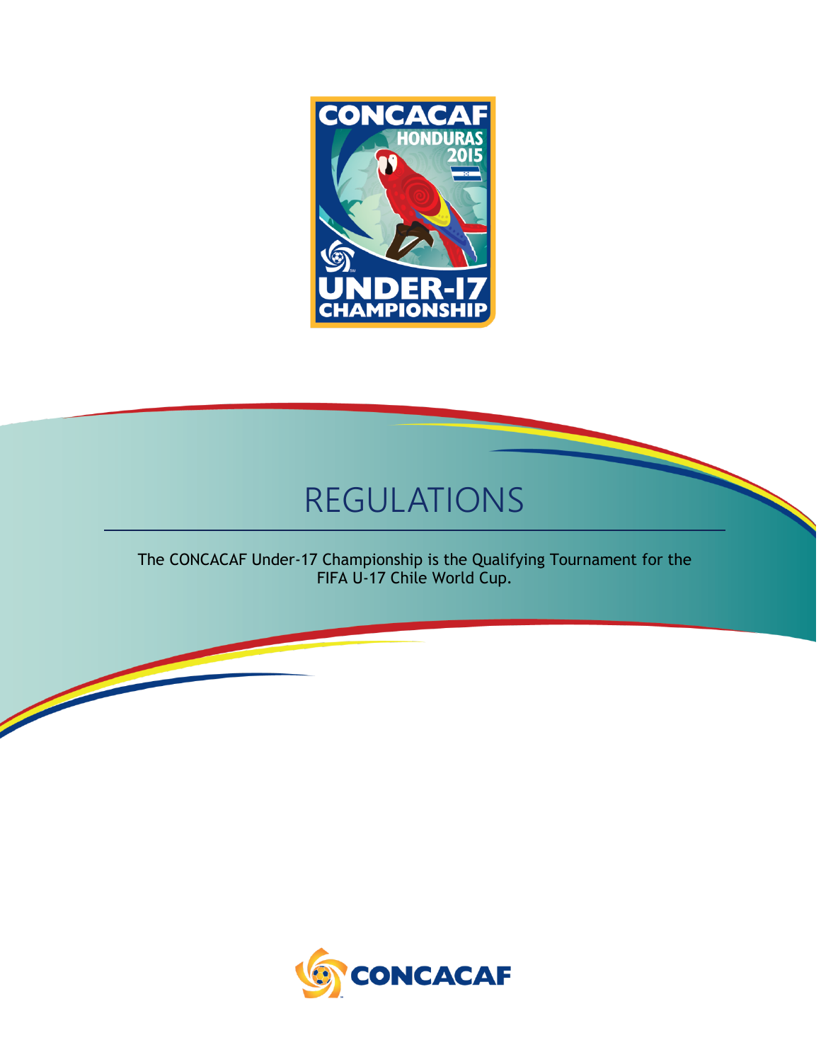# REGULATIONS

The CONCACAF Under-17 Championship is the Qualifying Tournament for the FIFA U-17 Chile World Cup.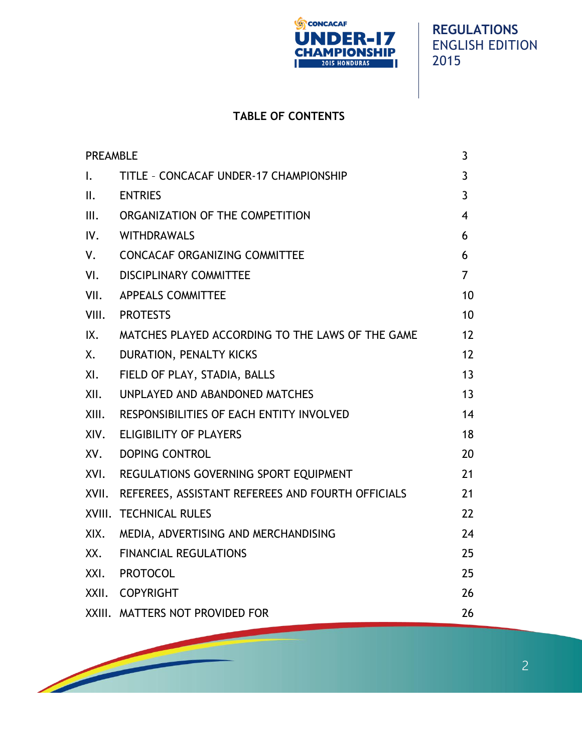# TABLE OF CONTENTS

| | | |
|---|---|---|
| PREAMBLE | | 3 |
| I. | TITLE – CONCACAF UNDER-17 CHAMPIONSHIP | 3 |
| II. | ENTRIES | 3 |
| III. | ORGANIZATION OF THE COMPETITION | 4 |
| IV. | WITHDRAWALS | 6 |
| V. | CONCACAF ORGANIZING COMMITTEE | 6 |
| VI. | DISCIPLINARY COMMITTEE | 7 |
| VII. | APPEALS COMMITTEE | 10 |
| VIII. | PROTESTS | 10 |
| IX. | MATCHES PLAYED ACCORDING TO THE LAWS OF THE GAME | 12 |
| X. | DURATION, PENALTY KICKS | 12 |
| XI. | FIELD OF PLAY, STADIA, BALLS | 13 |
| XII. | UNPLAYED AND ABANDONED MATCHES | 13 |
| XIII. | RESPONSIBILITIES OF EACH ENTITY INVOLVED | 14 |
| XIV. | ELIGIBILITY OF PLAYERS | 18 |
| XV. | DOPING CONTROL | 20 |
| XVI. | REGULATIONS GOVERNING SPORT EQUIPMENT | 21 |
| XVII. | REFEREES, ASSISTANT REFEREES AND FOURTH OFFICIALS | 21 |
| XVIII. | TECHNICAL RULES | 22 |
| XIX. | MEDIA, ADVERTISING AND MERCHANDISING | 24 |
| XX. | FINANCIAL REGULATIONS | 25 |
| XXI. | PROTOCOL | 25 |
| XXII. | COPYRIGHT | 26 |
| XXIII. | MATTERS NOT PROVIDED FOR | 26 |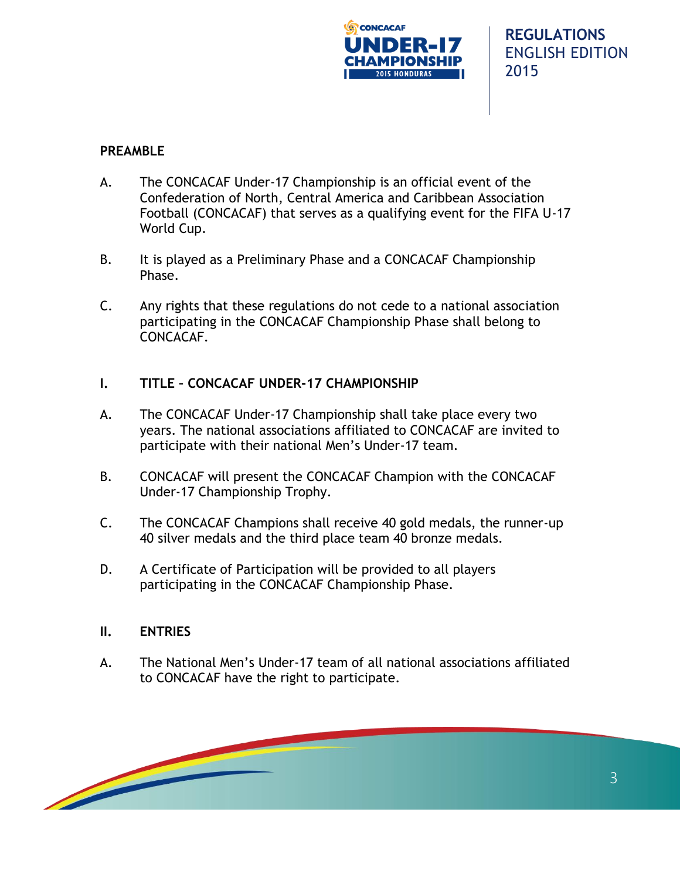## PREAMBLE

A. The CONCACAF Under-17 Championship is an official event of the Confederation of North, Central America and Caribbean Association Football (CONCACAF) that serves as a qualifying event for the FIFA U-17 World Cup.

B. It is played as a Preliminary Phase and a CONCACAF Championship Phase.

C. Any rights that these regulations do not cede to a national association participating in the CONCACAF Championship Phase shall belong to CONCACAF.

## I. TITLE – CONCACAF UNDER-17 CHAMPIONSHIP

A. The CONCACAF Under-17 Championship shall take place every two years. The national associations affiliated to CONCACAF are invited to participate with their national Men's Under-17 team.

B. CONCACAF will present the CONCACAF Champion with the CONCACAF Under-17 Championship Trophy.

C. The CONCACAF Champions shall receive 40 gold medals, the runner-up 40 silver medals and the third place team 40 bronze medals.

D. A Certificate of Participation will be provided to all players participating in the CONCACAF Championship Phase.

## II. ENTRIES

A. The National Men's Under-17 team of all national associations affiliated to CONCACAF have the right to participate.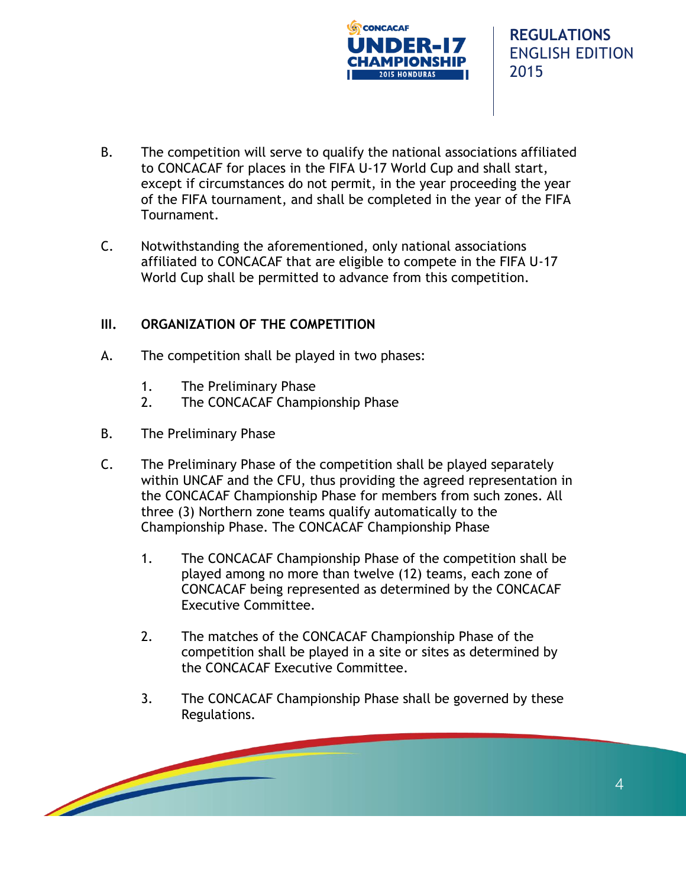B. The competition will serve to qualify the national associations affiliated to CONCACAF for places in the FIFA U-17 World Cup and shall start, except if circumstances do not permit, in the year proceeding the year of the FIFA tournament, and shall be completed in the year of the FIFA Tournament.

C. Notwithstanding the aforementioned, only national associations affiliated to CONCACAF that are eligible to compete in the FIFA U-17 World Cup shall be permitted to advance from this competition.

## III. ORGANIZATION OF THE COMPETITION

A. The competition shall be played in two phases:

1. The Preliminary Phase
2. The CONCACAF Championship Phase

B. The Preliminary Phase

C. The Preliminary Phase of the competition shall be played separately within UNCAF and the CFU, thus providing the agreed representation in the CONCACAF Championship Phase for members from such zones. All three (3) Northern zone teams qualify automatically to the Championship Phase. The CONCACAF Championship Phase

1. The CONCACAF Championship Phase of the competition shall be played among no more than twelve (12) teams, each zone of CONCACAF being represented as determined by the CONCACAF Executive Committee.

2. The matches of the CONCACAF Championship Phase of the competition shall be played in a site or sites as determined by the CONCACAF Executive Committee.

3. The CONCACAF Championship Phase shall be governed by these Regulations.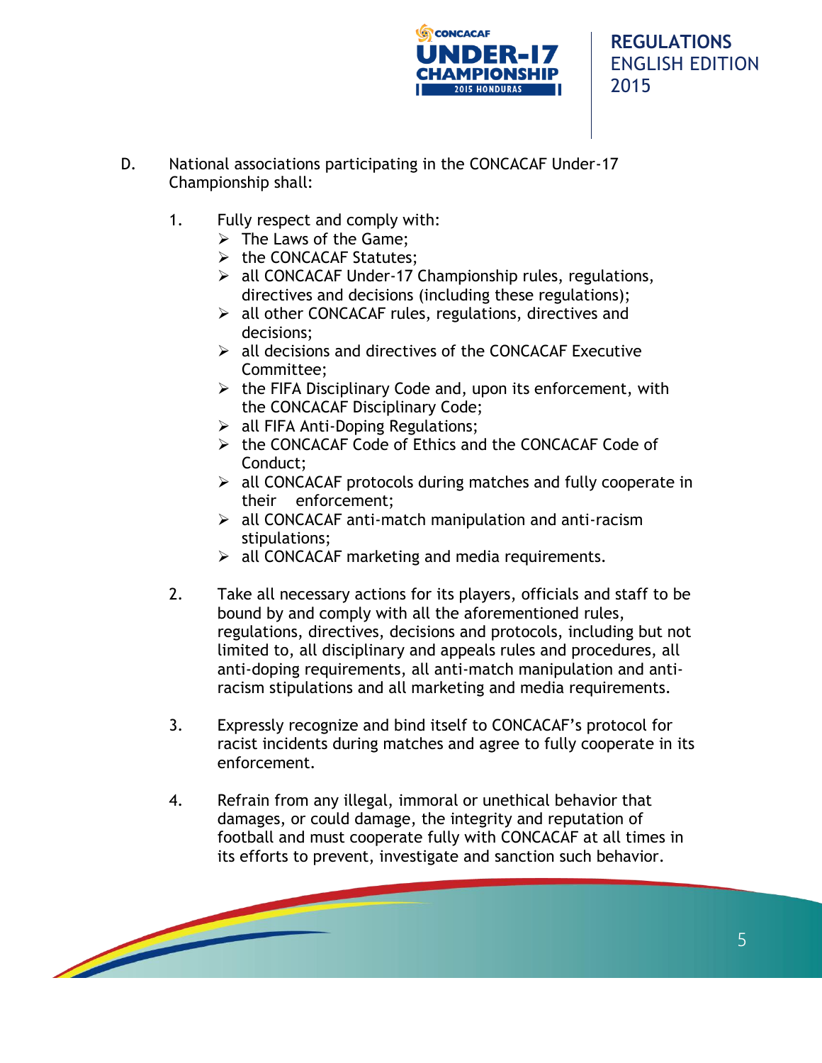D. National associations participating in the CONCACAF Under-17 Championship shall:

1. Fully respect and comply with:
   - The Laws of the Game;
   - the CONCACAF Statutes;
   - all CONCACAF Under-17 Championship rules, regulations, directives and decisions (including these regulations);
   - all other CONCACAF rules, regulations, directives and decisions;
   - all decisions and directives of the CONCACAF Executive Committee;
   - the FIFA Disciplinary Code and, upon its enforcement, with the CONCACAF Disciplinary Code;
   - all FIFA Anti-Doping Regulations;
   - the CONCACAF Code of Ethics and the CONCACAF Code of Conduct;
   - all CONCACAF protocols during matches and fully cooperate in their enforcement;
   - all CONCACAF anti-match manipulation and anti-racism stipulations;
   - all CONCACAF marketing and media requirements.

2. Take all necessary actions for its players, officials and staff to be bound by and comply with all the aforementioned rules, regulations, directives, decisions and protocols, including but not limited to, all disciplinary and appeals rules and procedures, all anti-doping requirements, all anti-match manipulation and anti-racism stipulations and all marketing and media requirements.

3. Expressly recognize and bind itself to CONCACAF's protocol for racist incidents during matches and agree to fully cooperate in its enforcement.

4. Refrain from any illegal, immoral or unethical behavior that damages, or could damage, the integrity and reputation of football and must cooperate fully with CONCACAF at all times in its efforts to prevent, investigate and sanction such behavior.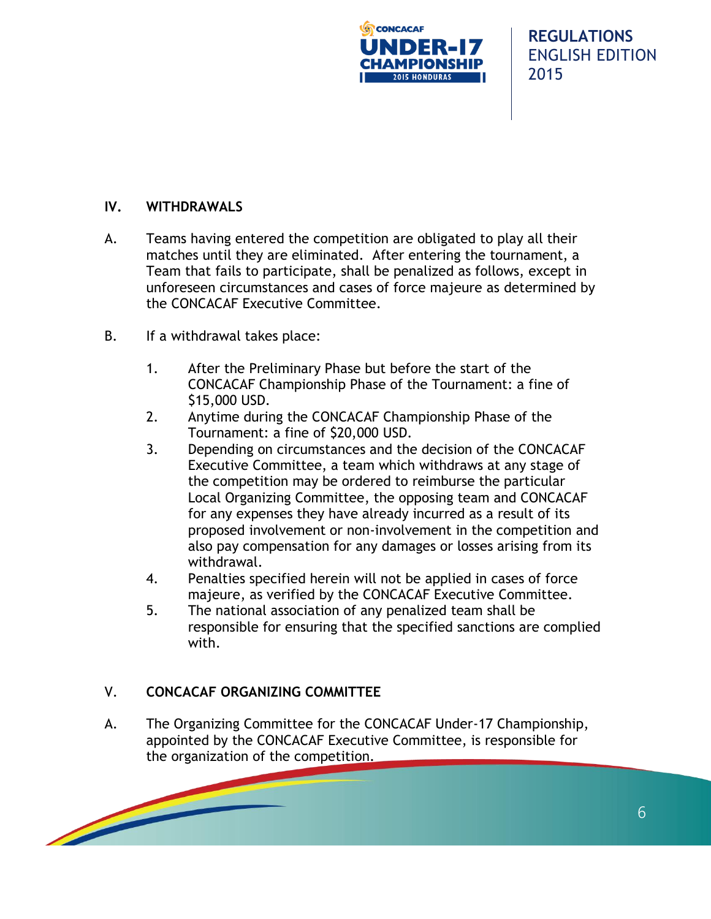## IV. WITHDRAWALS

A. Teams having entered the competition are obligated to play all their matches until they are eliminated. After entering the tournament, a Team that fails to participate, shall be penalized as follows, except in unforeseen circumstances and cases of force majeure as determined by the CONCACAF Executive Committee.

B. If a withdrawal takes place:

1. After the Preliminary Phase but before the start of the CONCACAF Championship Phase of the Tournament: a fine of $15,000 USD.
2. Anytime during the CONCACAF Championship Phase of the Tournament: a fine of $20,000 USD.
3. Depending on circumstances and the decision of the CONCACAF Executive Committee, a team which withdraws at any stage of the competition may be ordered to reimburse the particular Local Organizing Committee, the opposing team and CONCACAF for any expenses they have already incurred as a result of its proposed involvement or non-involvement in the competition and also pay compensation for any damages or losses arising from its withdrawal.
4. Penalties specified herein will not be applied in cases of force majeure, as verified by the CONCACAF Executive Committee.
5. The national association of any penalized team shall be responsible for ensuring that the specified sanctions are complied with.

## V. CONCACAF ORGANIZING COMMITTEE

A. The Organizing Committee for the CONCACAF Under-17 Championship, appointed by the CONCACAF Executive Committee, is responsible for the organization of the competition.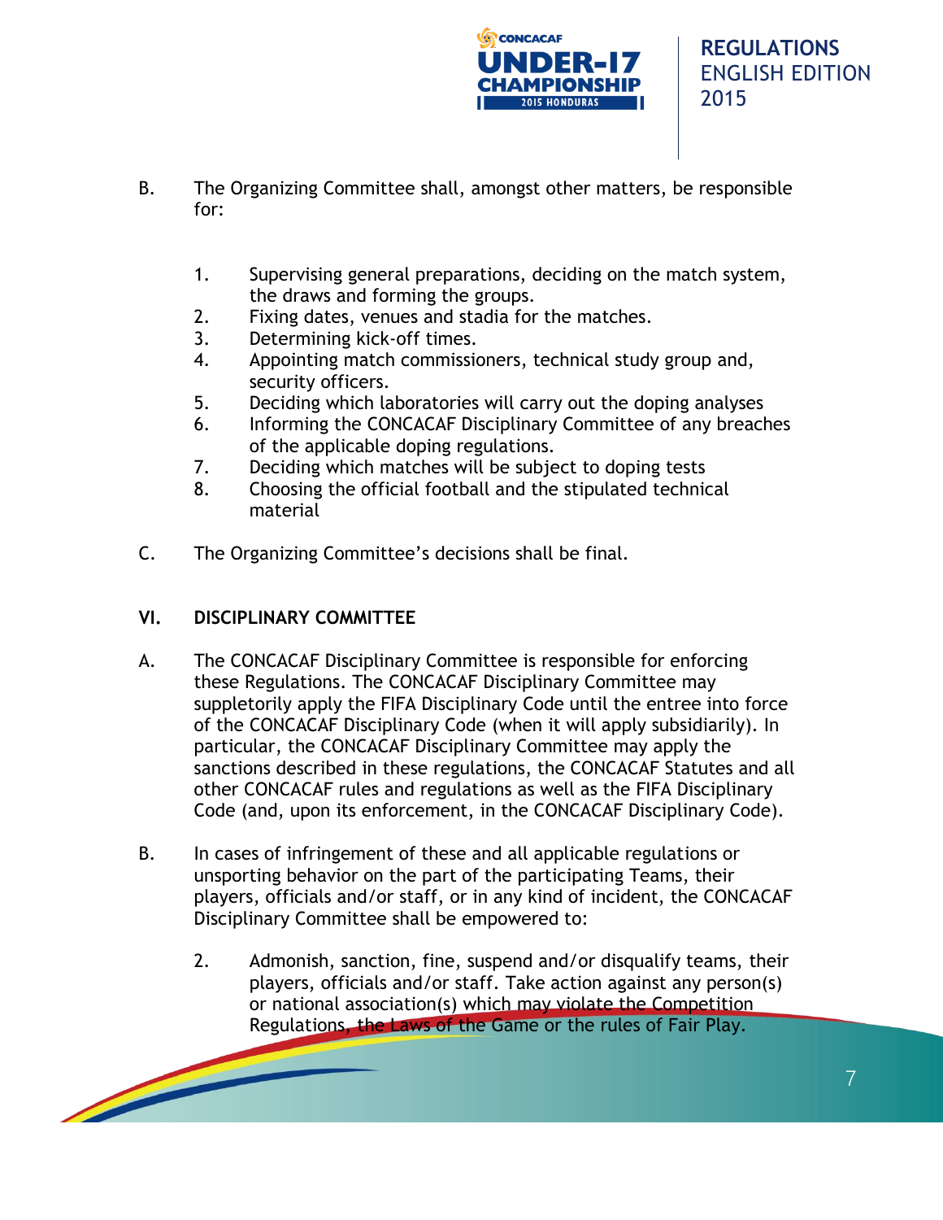B. The Organizing Committee shall, amongst other matters, be responsible for:

1. Supervising general preparations, deciding on the match system, the draws and forming the groups.
2. Fixing dates, venues and stadia for the matches.
3. Determining kick-off times.
4. Appointing match commissioners, technical study group and, security officers.
5. Deciding which laboratories will carry out the doping analyses
6. Informing the CONCACAF Disciplinary Committee of any breaches of the applicable doping regulations.
7. Deciding which matches will be subject to doping tests
8. Choosing the official football and the stipulated technical material

C. The Organizing Committee's decisions shall be final.

## VI. DISCIPLINARY COMMITTEE

A. The CONCACAF Disciplinary Committee is responsible for enforcing these Regulations. The CONCACAF Disciplinary Committee may suppletorily apply the FIFA Disciplinary Code until the entree into force of the CONCACAF Disciplinary Code (when it will apply subsidiarily). In particular, the CONCACAF Disciplinary Committee may apply the sanctions described in these regulations, the CONCACAF Statutes and all other CONCACAF rules and regulations as well as the FIFA Disciplinary Code (and, upon its enforcement, in the CONCACAF Disciplinary Code).

B. In cases of infringement of these and all applicable regulations or unsporting behavior on the part of the participating Teams, their players, officials and/or staff, or in any kind of incident, the CONCACAF Disciplinary Committee shall be empowered to:

2. Admonish, sanction, fine, suspend and/or disqualify teams, their players, officials and/or staff. Take action against any person(s) or national association(s) which may violate the Competition Regulations, the Laws of the Game or the rules of Fair Play.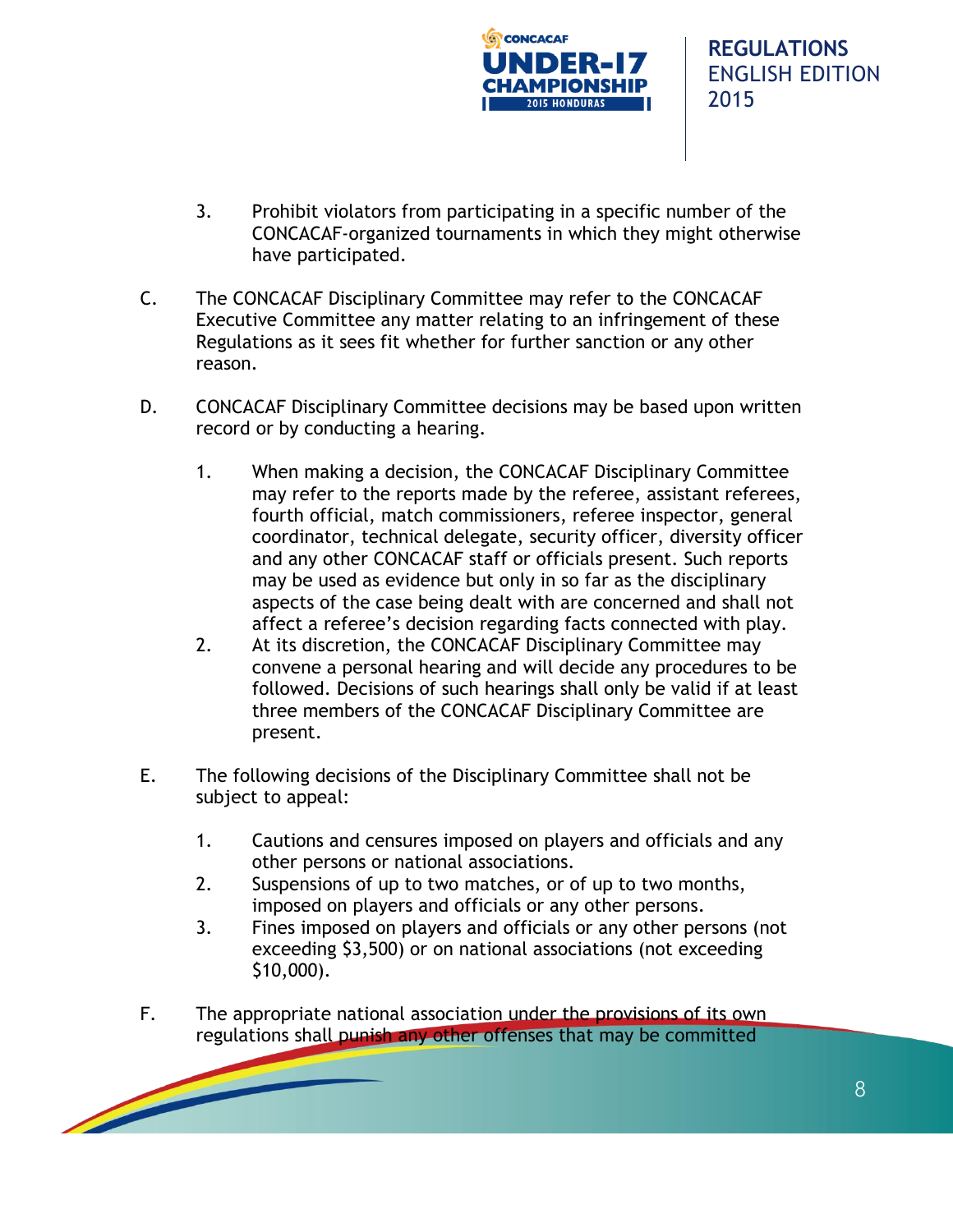3. Prohibit violators from participating in a specific number of the CONCACAF-organized tournaments in which they might otherwise have participated.

C. The CONCACAF Disciplinary Committee may refer to the CONCACAF Executive Committee any matter relating to an infringement of these Regulations as it sees fit whether for further sanction or any other reason.

D. CONCACAF Disciplinary Committee decisions may be based upon written record or by conducting a hearing.

1. When making a decision, the CONCACAF Disciplinary Committee may refer to the reports made by the referee, assistant referees, fourth official, match commissioners, referee inspector, general coordinator, technical delegate, security officer, diversity officer and any other CONCACAF staff or officials present. Such reports may be used as evidence but only in so far as the disciplinary aspects of the case being dealt with are concerned and shall not affect a referee's decision regarding facts connected with play.
2. At its discretion, the CONCACAF Disciplinary Committee may convene a personal hearing and will decide any procedures to be followed. Decisions of such hearings shall only be valid if at least three members of the CONCACAF Disciplinary Committee are present.

E. The following decisions of the Disciplinary Committee shall not be subject to appeal:

1. Cautions and censures imposed on players and officials and any other persons or national associations.
2. Suspensions of up to two matches, or of up to two months, imposed on players and officials or any other persons.
3. Fines imposed on players and officials or any other persons (not exceeding $3,500) or on national associations (not exceeding $10,000).

F. The appropriate national association under the provisions of its own regulations shall punish any other offenses that may be committed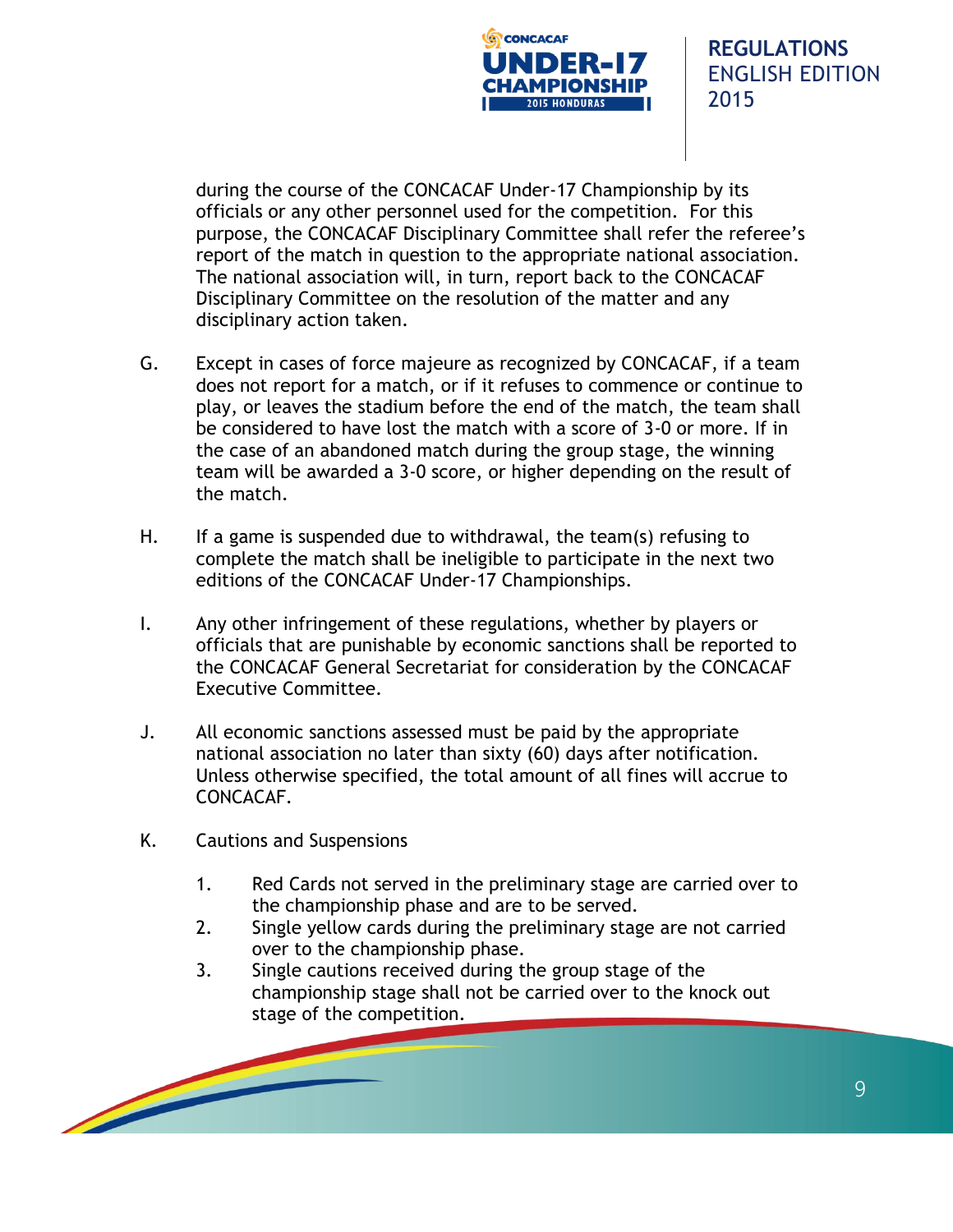during the course of the CONCACAF Under-17 Championship by its officials or any other personnel used for the competition. For this purpose, the CONCACAF Disciplinary Committee shall refer the referee's report of the match in question to the appropriate national association. The national association will, in turn, report back to the CONCACAF Disciplinary Committee on the resolution of the matter and any disciplinary action taken.

G. Except in cases of force majeure as recognized by CONCACAF, if a team does not report for a match, or if it refuses to commence or continue to play, or leaves the stadium before the end of the match, the team shall be considered to have lost the match with a score of 3-0 or more. If in the case of an abandoned match during the group stage, the winning team will be awarded a 3-0 score, or higher depending on the result of the match.

H. If a game is suspended due to withdrawal, the team(s) refusing to complete the match shall be ineligible to participate in the next two editions of the CONCACAF Under-17 Championships.

I. Any other infringement of these regulations, whether by players or officials that are punishable by economic sanctions shall be reported to the CONCACAF General Secretariat for consideration by the CONCACAF Executive Committee.

J. All economic sanctions assessed must be paid by the appropriate national association no later than sixty (60) days after notification. Unless otherwise specified, the total amount of all fines will accrue to CONCACAF.

K. Cautions and Suspensions

1. Red Cards not served in the preliminary stage are carried over to the championship phase and are to be served.
2. Single yellow cards during the preliminary stage are not carried over to the championship phase.
3. Single cautions received during the group stage of the championship stage shall not be carried over to the knock out stage of the competition.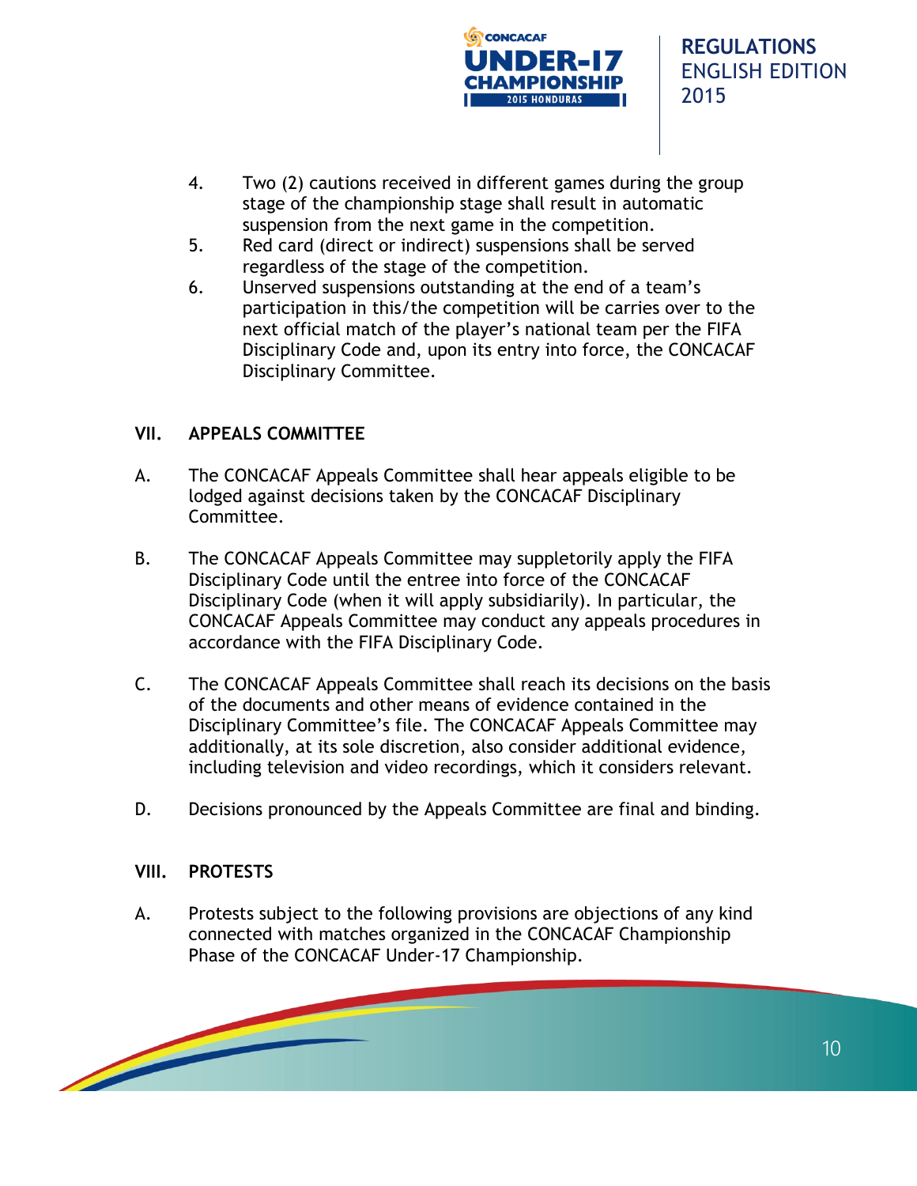4. Two (2) cautions received in different games during the group stage of the championship stage shall result in automatic suspension from the next game in the competition.
5. Red card (direct or indirect) suspensions shall be served regardless of the stage of the competition.
6. Unserved suspensions outstanding at the end of a team's participation in this/the competition will be carries over to the next official match of the player's national team per the FIFA Disciplinary Code and, upon its entry into force, the CONCACAF Disciplinary Committee.

## VII. APPEALS COMMITTEE

A. The CONCACAF Appeals Committee shall hear appeals eligible to be lodged against decisions taken by the CONCACAF Disciplinary Committee.

B. The CONCACAF Appeals Committee may suppletorily apply the FIFA Disciplinary Code until the entree into force of the CONCACAF Disciplinary Code (when it will apply subsidiarily). In particular, the CONCACAF Appeals Committee may conduct any appeals procedures in accordance with the FIFA Disciplinary Code.

C. The CONCACAF Appeals Committee shall reach its decisions on the basis of the documents and other means of evidence contained in the Disciplinary Committee's file. The CONCACAF Appeals Committee may additionally, at its sole discretion, also consider additional evidence, including television and video recordings, which it considers relevant.

D. Decisions pronounced by the Appeals Committee are final and binding.

## VIII. PROTESTS

A. Protests subject to the following provisions are objections of any kind connected with matches organized in the CONCACAF Championship Phase of the CONCACAF Under-17 Championship.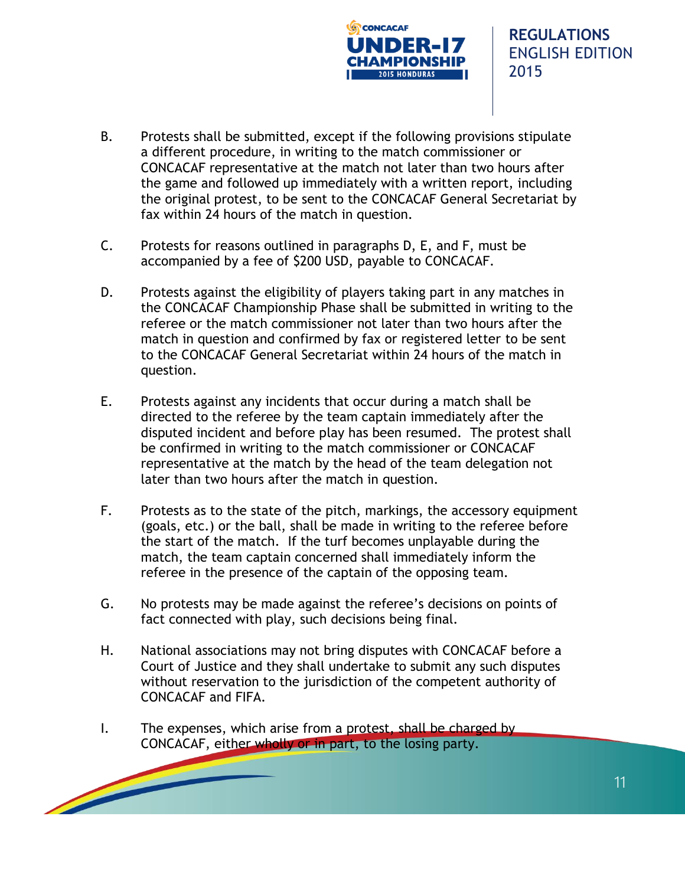B. Protests shall be submitted, except if the following provisions stipulate a different procedure, in writing to the match commissioner or CONCACAF representative at the match not later than two hours after the game and followed up immediately with a written report, including the original protest, to be sent to the CONCACAF General Secretariat by fax within 24 hours of the match in question.

C. Protests for reasons outlined in paragraphs D, E, and F, must be accompanied by a fee of $200 USD, payable to CONCACAF.

D. Protests against the eligibility of players taking part in any matches in the CONCACAF Championship Phase shall be submitted in writing to the referee or the match commissioner not later than two hours after the match in question and confirmed by fax or registered letter to be sent to the CONCACAF General Secretariat within 24 hours of the match in question.

E. Protests against any incidents that occur during a match shall be directed to the referee by the team captain immediately after the disputed incident and before play has been resumed. The protest shall be confirmed in writing to the match commissioner or CONCACAF representative at the match by the head of the team delegation not later than two hours after the match in question.

F. Protests as to the state of the pitch, markings, the accessory equipment (goals, etc.) or the ball, shall be made in writing to the referee before the start of the match. If the turf becomes unplayable during the match, the team captain concerned shall immediately inform the referee in the presence of the captain of the opposing team.

G. No protests may be made against the referee's decisions on points of fact connected with play, such decisions being final.

H. National associations may not bring disputes with CONCACAF before a Court of Justice and they shall undertake to submit any such disputes without reservation to the jurisdiction of the competent authority of CONCACAF and FIFA.

I. The expenses, which arise from a protest, shall be charged by CONCACAF, either wholly or in part, to the losing party.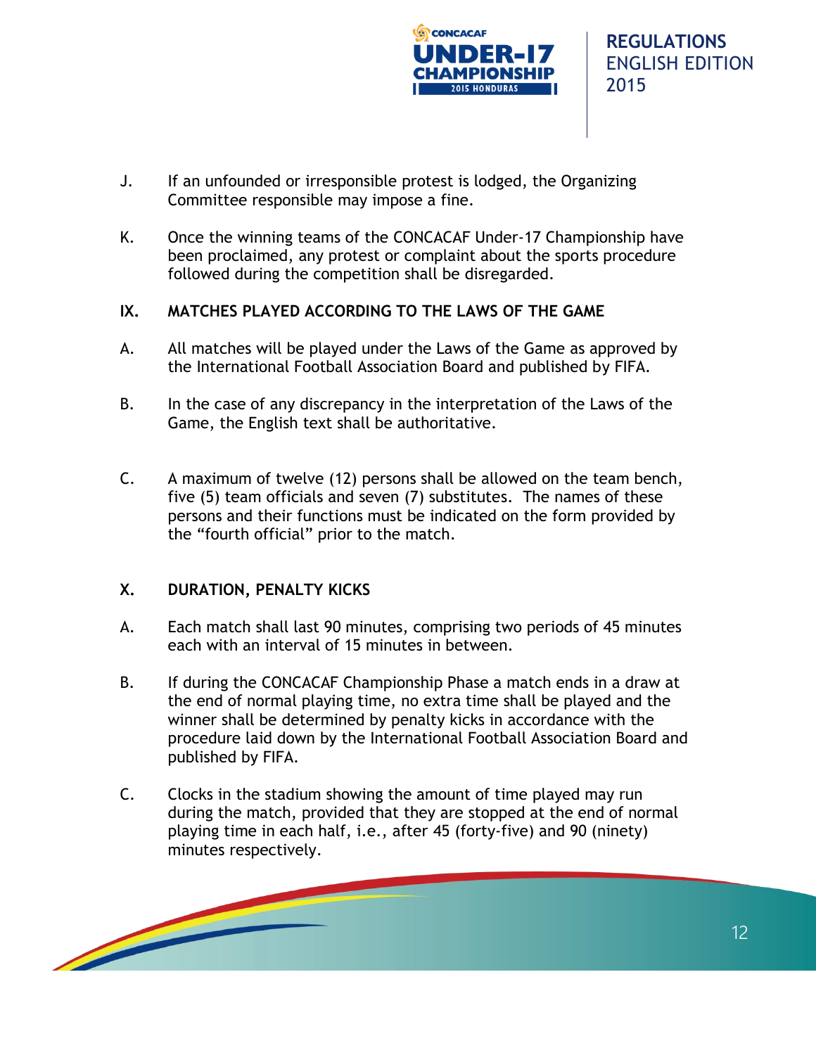J. If an unfounded or irresponsible protest is lodged, the Organizing Committee responsible may impose a fine.

K. Once the winning teams of the CONCACAF Under-17 Championship have been proclaimed, any protest or complaint about the sports procedure followed during the competition shall be disregarded.

## IX. MATCHES PLAYED ACCORDING TO THE LAWS OF THE GAME

A. All matches will be played under the Laws of the Game as approved by the International Football Association Board and published by FIFA.

B. In the case of any discrepancy in the interpretation of the Laws of the Game, the English text shall be authoritative.

C. A maximum of twelve (12) persons shall be allowed on the team bench, five (5) team officials and seven (7) substitutes. The names of these persons and their functions must be indicated on the form provided by the "fourth official" prior to the match.

## X. DURATION, PENALTY KICKS

A. Each match shall last 90 minutes, comprising two periods of 45 minutes each with an interval of 15 minutes in between.

B. If during the CONCACAF Championship Phase a match ends in a draw at the end of normal playing time, no extra time shall be played and the winner shall be determined by penalty kicks in accordance with the procedure laid down by the International Football Association Board and published by FIFA.

C. Clocks in the stadium showing the amount of time played may run during the match, provided that they are stopped at the end of normal playing time in each half, i.e., after 45 (forty-five) and 90 (ninety) minutes respectively.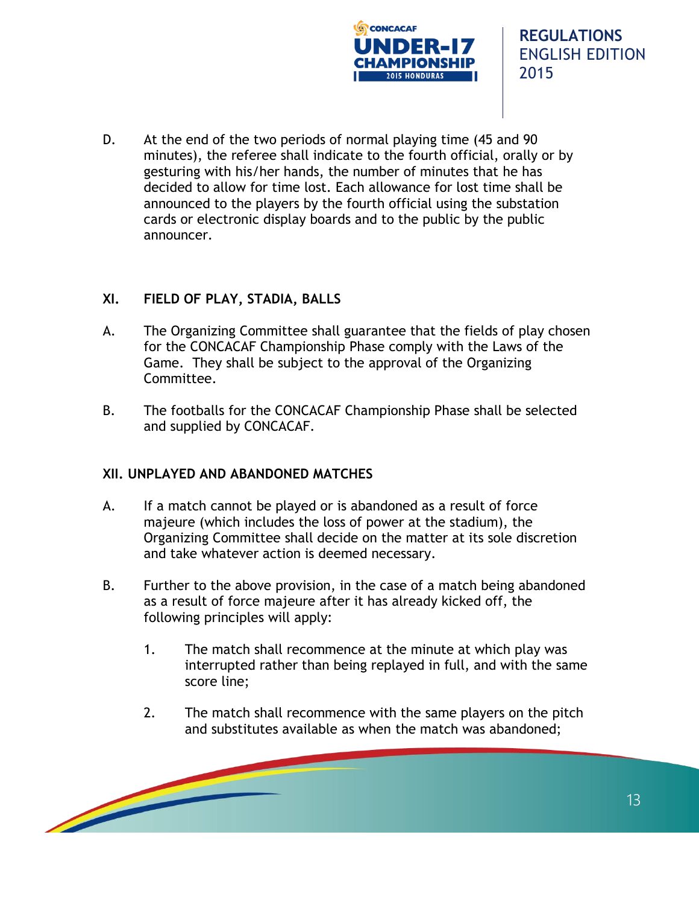D. At the end of the two periods of normal playing time (45 and 90 minutes), the referee shall indicate to the fourth official, orally or by gesturing with his/her hands, the number of minutes that he has decided to allow for time lost. Each allowance for lost time shall be announced to the players by the fourth official using the substation cards or electronic display boards and to the public by the public announcer.

## XI. FIELD OF PLAY, STADIA, BALLS

A. The Organizing Committee shall guarantee that the fields of play chosen for the CONCACAF Championship Phase comply with the Laws of the Game. They shall be subject to the approval of the Organizing Committee.

B. The footballs for the CONCACAF Championship Phase shall be selected and supplied by CONCACAF.

## XII. UNPLAYED AND ABANDONED MATCHES

A. If a match cannot be played or is abandoned as a result of force majeure (which includes the loss of power at the stadium), the Organizing Committee shall decide on the matter at its sole discretion and take whatever action is deemed necessary.

B. Further to the above provision, in the case of a match being abandoned as a result of force majeure after it has already kicked off, the following principles will apply:

1. The match shall recommence at the minute at which play was interrupted rather than being replayed in full, and with the same score line;

2. The match shall recommence with the same players on the pitch and substitutes available as when the match was abandoned;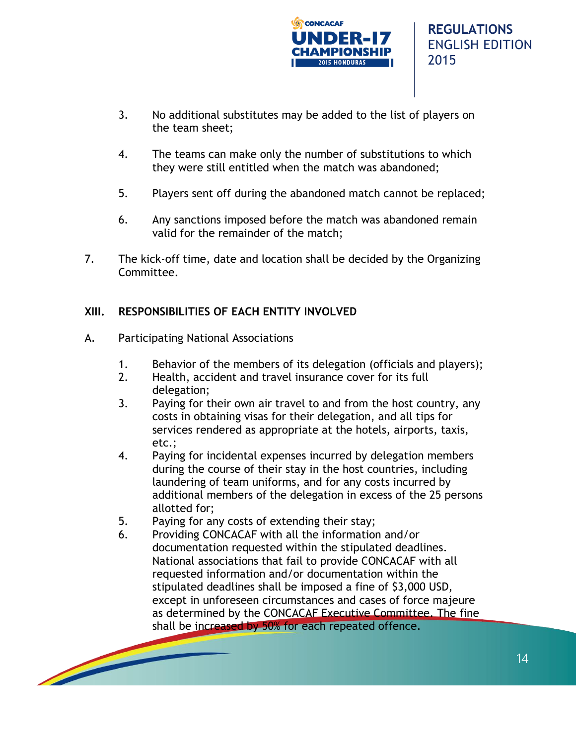3. No additional substitutes may be added to the list of players on the team sheet;

4. The teams can make only the number of substitutions to which they were still entitled when the match was abandoned;

5. Players sent off during the abandoned match cannot be replaced;

6. Any sanctions imposed before the match was abandoned remain valid for the remainder of the match;

7. The kick-off time, date and location shall be decided by the Organizing Committee.

## XIII. RESPONSIBILITIES OF EACH ENTITY INVOLVED

A. Participating National Associations

1. Behavior of the members of its delegation (officials and players);
2. Health, accident and travel insurance cover for its full delegation;
3. Paying for their own air travel to and from the host country, any costs in obtaining visas for their delegation, and all tips for services rendered as appropriate at the hotels, airports, taxis, etc.;
4. Paying for incidental expenses incurred by delegation members during the course of their stay in the host countries, including laundering of team uniforms, and for any costs incurred by additional members of the delegation in excess of the 25 persons allotted for;
5. Paying for any costs of extending their stay;
6. Providing CONCACAF with all the information and/or documentation requested within the stipulated deadlines. National associations that fail to provide CONCACAF with all requested information and/or documentation within the stipulated deadlines shall be imposed a fine of $3,000 USD, except in unforeseen circumstances and cases of force majeure as determined by the CONCACAF Executive Committee. The fine shall be increased by 50% for each repeated offence.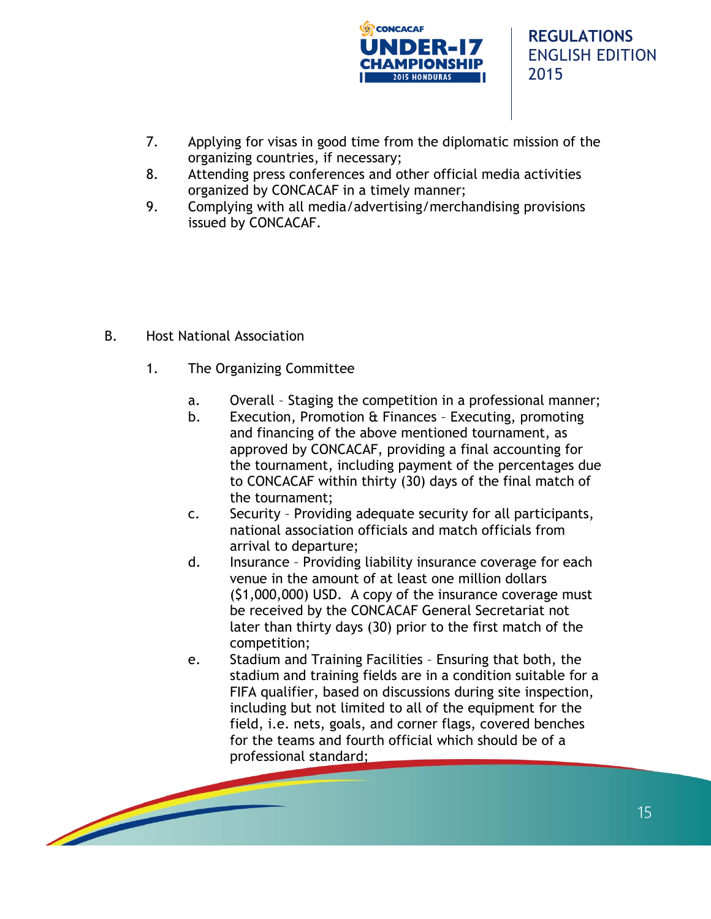7. Applying for visas in good time from the diplomatic mission of the organizing countries, if necessary;
8. Attending press conferences and other official media activities organized by CONCACAF in a timely manner;
9. Complying with all media/advertising/merchandising provisions issued by CONCACAF.

B. Host National Association

1. The Organizing Committee

   a. Overall – Staging the competition in a professional manner;
   b. Execution, Promotion & Finances – Executing, promoting and financing of the above mentioned tournament, as approved by CONCACAF, providing a final accounting for the tournament, including payment of the percentages due to CONCACAF within thirty (30) days of the final match of the tournament;
   c. Security – Providing adequate security for all participants, national association officials and match officials from arrival to departure;
   d. Insurance – Providing liability insurance coverage for each venue in the amount of at least one million dollars ($1,000,000) USD. A copy of the insurance coverage must be received by the CONCACAF General Secretariat not later than thirty days (30) prior to the first match of the competition;
   e. Stadium and Training Facilities – Ensuring that both, the stadium and training fields are in a condition suitable for a FIFA qualifier, based on discussions during site inspection, including but not limited to all of the equipment for the field, i.e. nets, goals, and corner flags, covered benches for the teams and fourth official which should be of a professional standard;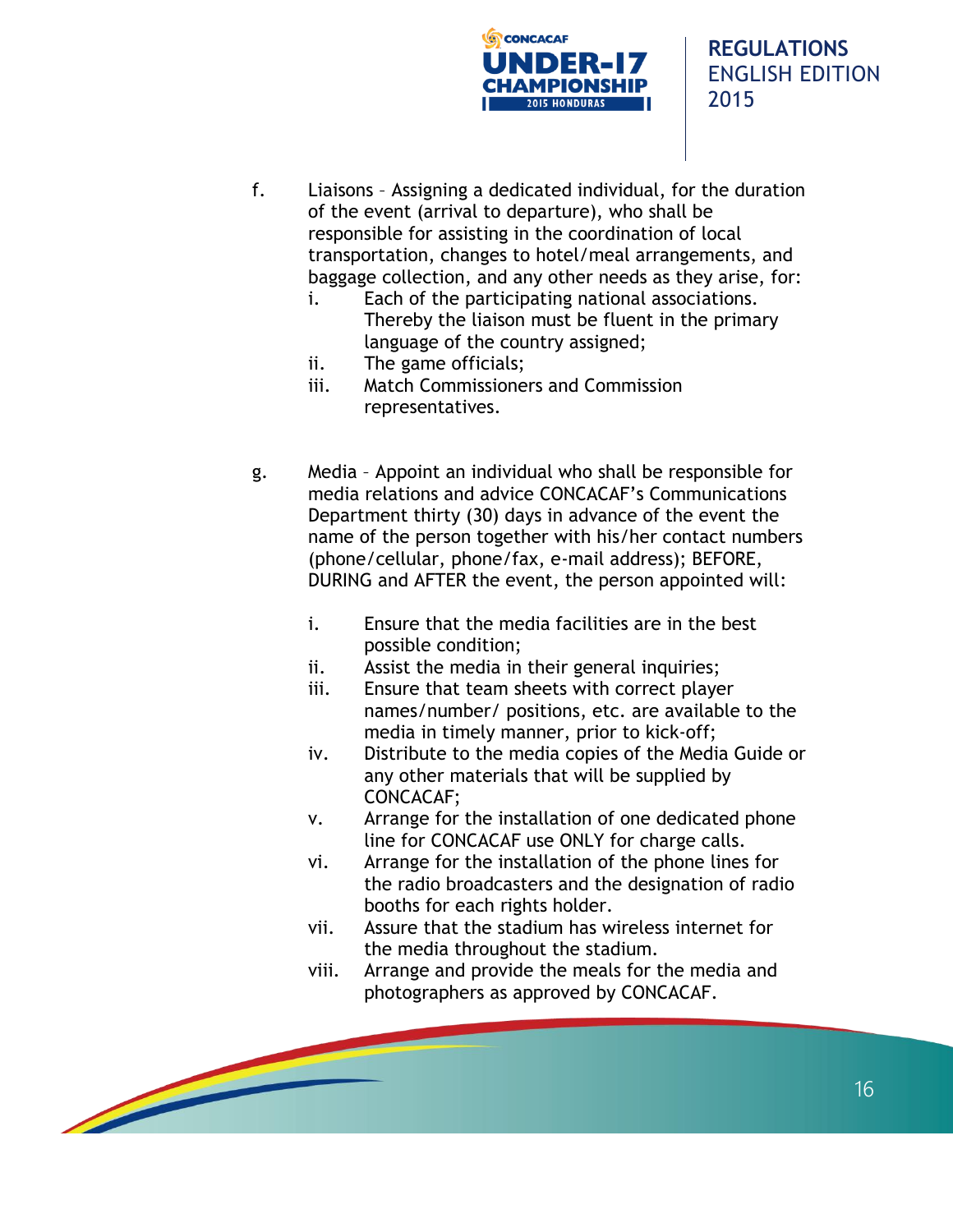f. Liaisons – Assigning a dedicated individual, for the duration of the event (arrival to departure), who shall be responsible for assisting in the coordination of local transportation, changes to hotel/meal arrangements, and baggage collection, and any other needs as they arise, for:
   i. Each of the participating national associations. Thereby the liaison must be fluent in the primary language of the country assigned;
   ii. The game officials;
   iii. Match Commissioners and Commission representatives.

g. Media – Appoint an individual who shall be responsible for media relations and advice CONCACAF's Communications Department thirty (30) days in advance of the event the name of the person together with his/her contact numbers (phone/cellular, phone/fax, e-mail address); BEFORE, DURING and AFTER the event, the person appointed will:

   i. Ensure that the media facilities are in the best possible condition;
   ii. Assist the media in their general inquiries;
   iii. Ensure that team sheets with correct player names/number/ positions, etc. are available to the media in timely manner, prior to kick-off;
   iv. Distribute to the media copies of the Media Guide or any other materials that will be supplied by CONCACAF;
   v. Arrange for the installation of one dedicated phone line for CONCACAF use ONLY for charge calls.
   vi. Arrange for the installation of the phone lines for the radio broadcasters and the designation of radio booths for each rights holder.
   vii. Assure that the stadium has wireless internet for the media throughout the stadium.
   viii. Arrange and provide the meals for the media and photographers as approved by CONCACAF.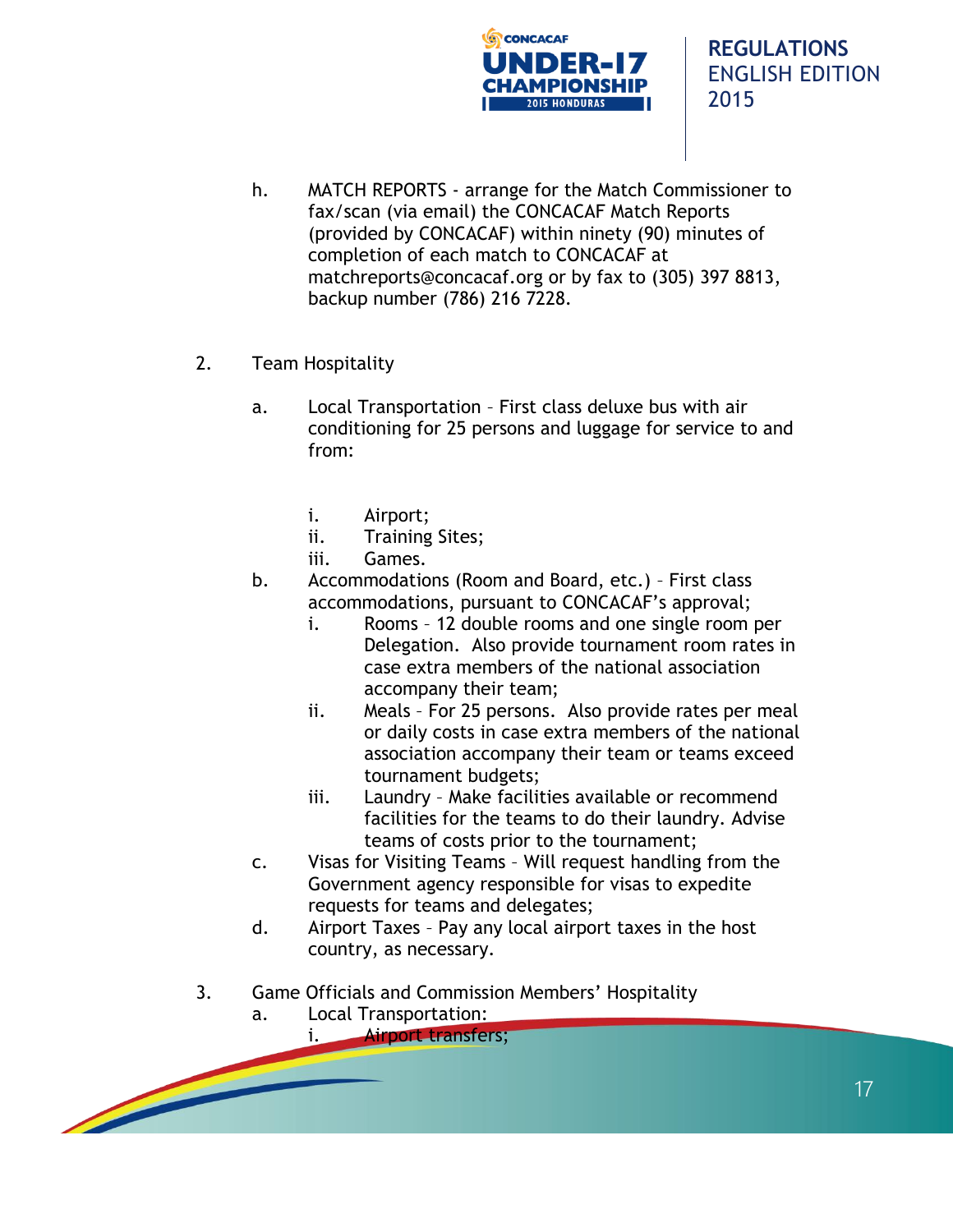h. MATCH REPORTS - arrange for the Match Commissioner to fax/scan (via email) the CONCACAF Match Reports (provided by CONCACAF) within ninety (90) minutes of completion of each match to CONCACAF at matchreports@concacaf.org or by fax to (305) 397 8813, backup number (786) 216 7228.

2. Team Hospitality

   a. Local Transportation – First class deluxe bus with air conditioning for 25 persons and luggage for service to and from:

      i. Airport;
      ii. Training Sites;
      iii. Games.

   b. Accommodations (Room and Board, etc.) – First class accommodations, pursuant to CONCACAF's approval;

      i. Rooms – 12 double rooms and one single room per Delegation. Also provide tournament room rates in case extra members of the national association accompany their team;
      ii. Meals – For 25 persons. Also provide rates per meal or daily costs in case extra members of the national association accompany their team or teams exceed tournament budgets;
      iii. Laundry – Make facilities available or recommend facilities for the teams to do their laundry. Advise teams of costs prior to the tournament;

   c. Visas for Visiting Teams – Will request handling from the Government agency responsible for visas to expedite requests for teams and delegates;

   d. Airport Taxes – Pay any local airport taxes in the host country, as necessary.

3. Game Officials and Commission Members' Hospitality

   a. Local Transportation:

      i. Airport transfers;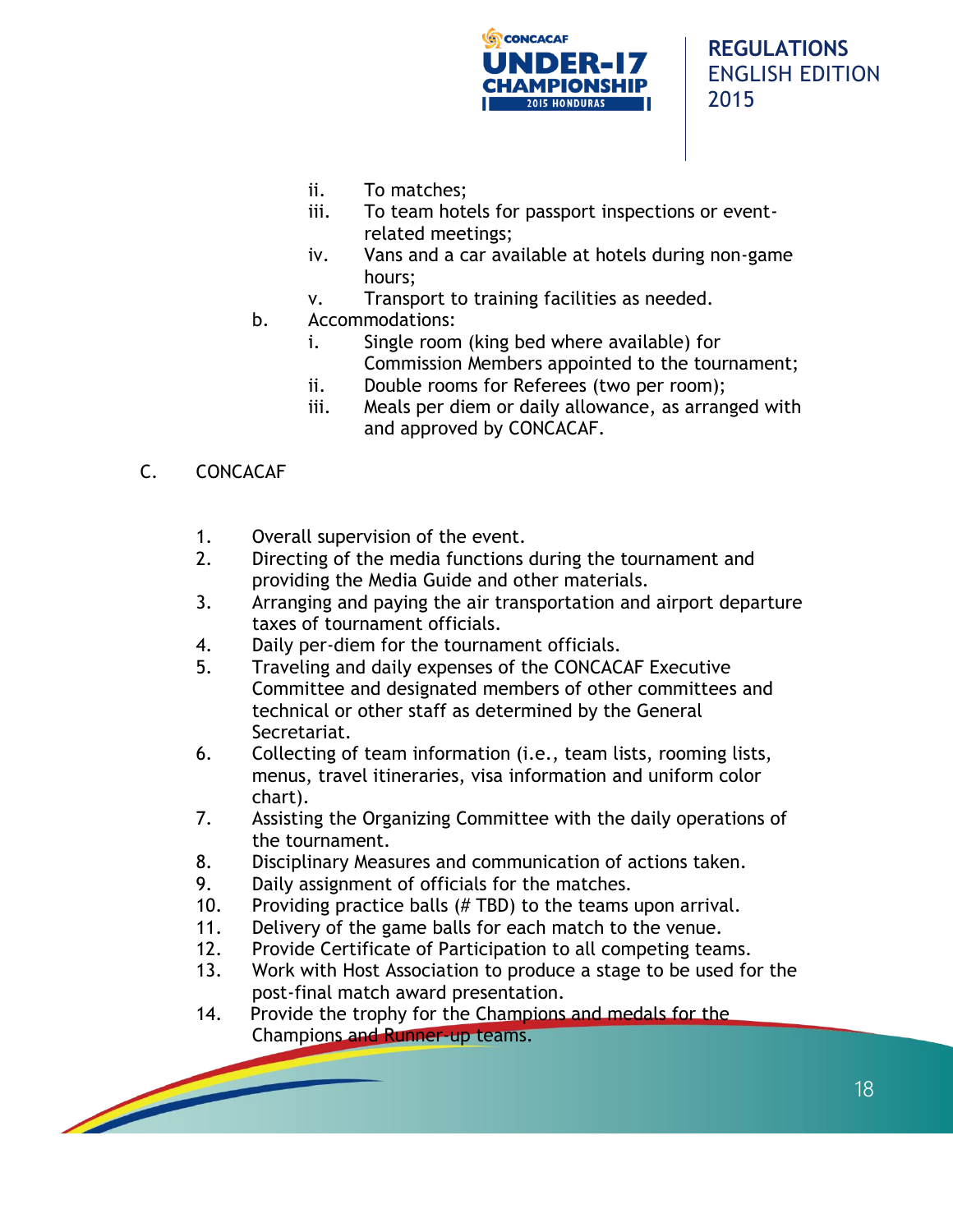ii. To matches;
iii. To team hotels for passport inspections or event-related meetings;
iv. Vans and a car available at hotels during non-game hours;
v. Transport to training facilities as needed.

b. Accommodations:
   i. Single room (king bed where available) for Commission Members appointed to the tournament;
   ii. Double rooms for Referees (two per room);
   iii. Meals per diem or daily allowance, as arranged with and approved by CONCACAF.

## C. CONCACAF

1. Overall supervision of the event.
2. Directing of the media functions during the tournament and providing the Media Guide and other materials.
3. Arranging and paying the air transportation and airport departure taxes of tournament officials.
4. Daily per-diem for the tournament officials.
5. Traveling and daily expenses of the CONCACAF Executive Committee and designated members of other committees and technical or other staff as determined by the General Secretariat.
6. Collecting of team information (i.e., team lists, rooming lists, menus, travel itineraries, visa information and uniform color chart).
7. Assisting the Organizing Committee with the daily operations of the tournament.
8. Disciplinary Measures and communication of actions taken.
9. Daily assignment of officials for the matches.
10. Providing practice balls (# TBD) to the teams upon arrival.
11. Delivery of the game balls for each match to the venue.
12. Provide Certificate of Participation to all competing teams.
13. Work with Host Association to produce a stage to be used for the post-final match award presentation.
14. Provide the trophy for the Champions and medals for the Champions and Runner-up teams.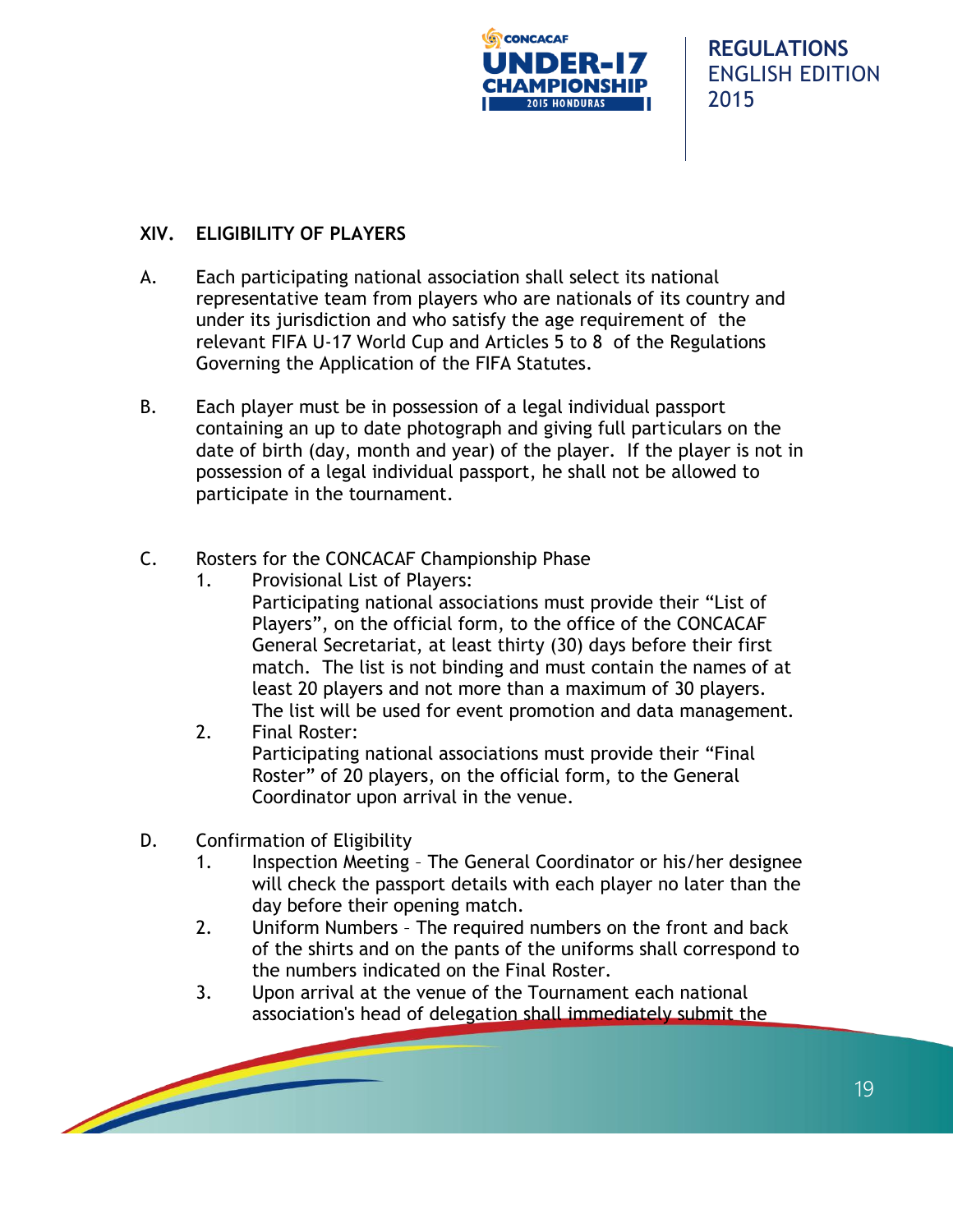## XIV. ELIGIBILITY OF PLAYERS

A. Each participating national association shall select its national representative team from players who are nationals of its country and under its jurisdiction and who satisfy the age requirement of the relevant FIFA U-17 World Cup and Articles 5 to 8 of the Regulations Governing the Application of the FIFA Statutes.

B. Each player must be in possession of a legal individual passport containing an up to date photograph and giving full particulars on the date of birth (day, month and year) of the player. If the player is not in possession of a legal individual passport, he shall not be allowed to participate in the tournament.

C. Rosters for the CONCACAF Championship Phase

1. Provisional List of Players:
   Participating national associations must provide their "List of Players", on the official form, to the office of the CONCACAF General Secretariat, at least thirty (30) days before their first match. The list is not binding and must contain the names of at least 20 players and not more than a maximum of 30 players. The list will be used for event promotion and data management.
2. Final Roster:
   Participating national associations must provide their "Final Roster" of 20 players, on the official form, to the General Coordinator upon arrival in the venue.

D. Confirmation of Eligibility

1. Inspection Meeting – The General Coordinator or his/her designee will check the passport details with each player no later than the day before their opening match.
2. Uniform Numbers – The required numbers on the front and back of the shirts and on the pants of the uniforms shall correspond to the numbers indicated on the Final Roster.
3. Upon arrival at the venue of the Tournament each national association's head of delegation shall immediately submit the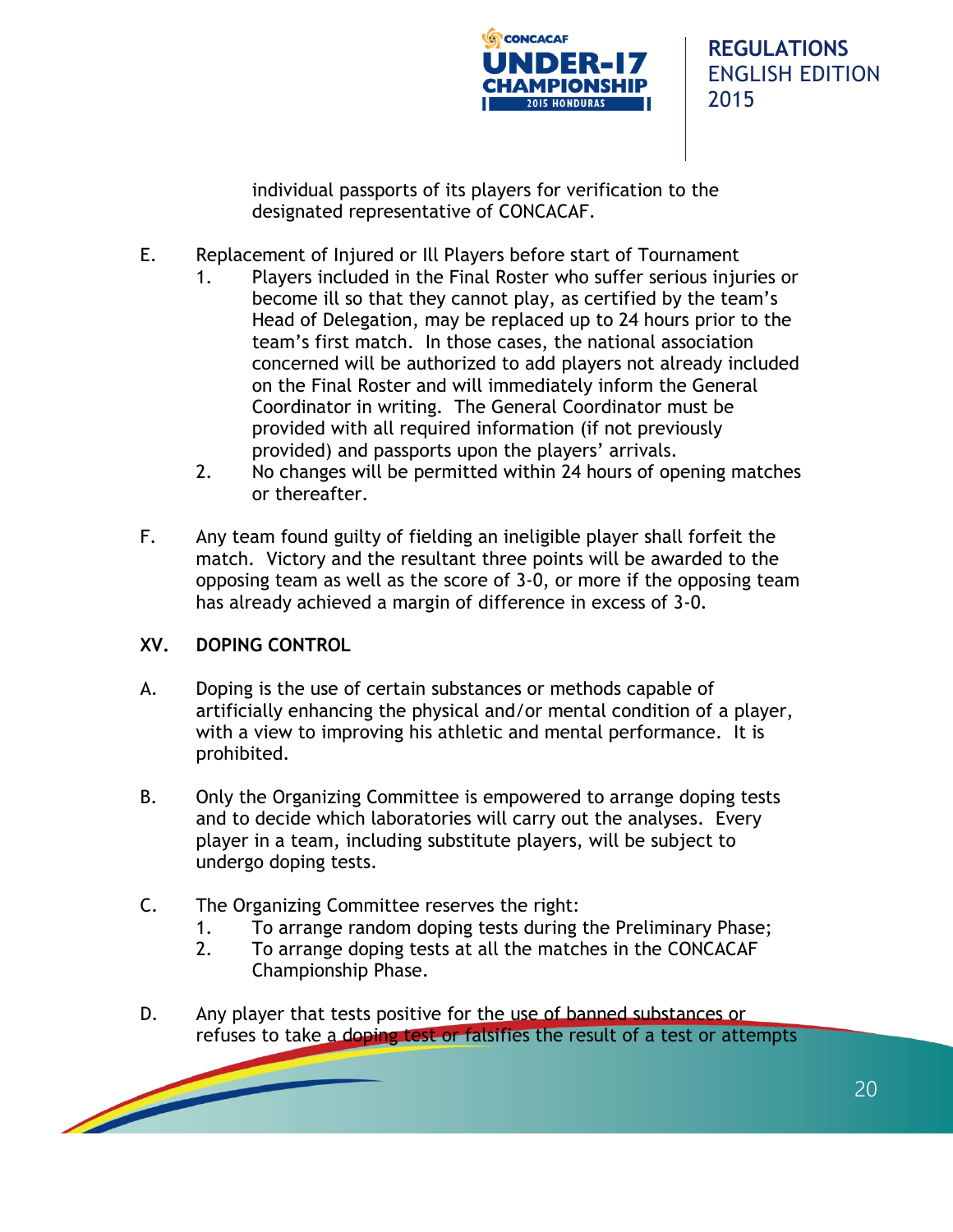individual passports of its players for verification to the designated representative of CONCACAF.

E. Replacement of Injured or Ill Players before start of Tournament
   1. Players included in the Final Roster who suffer serious injuries or become ill so that they cannot play, as certified by the team's Head of Delegation, may be replaced up to 24 hours prior to the team's first match. In those cases, the national association concerned will be authorized to add players not already included on the Final Roster and will immediately inform the General Coordinator in writing. The General Coordinator must be provided with all required information (if not previously provided) and passports upon the players' arrivals.
   2. No changes will be permitted within 24 hours of opening matches or thereafter.

F. Any team found guilty of fielding an ineligible player shall forfeit the match. Victory and the resultant three points will be awarded to the opposing team as well as the score of 3-0, or more if the opposing team has already achieved a margin of difference in excess of 3-0.

## XV. DOPING CONTROL

A. Doping is the use of certain substances or methods capable of artificially enhancing the physical and/or mental condition of a player, with a view to improving his athletic and mental performance. It is prohibited.

B. Only the Organizing Committee is empowered to arrange doping tests and to decide which laboratories will carry out the analyses. Every player in a team, including substitute players, will be subject to undergo doping tests.

C. The Organizing Committee reserves the right:
   1. To arrange random doping tests during the Preliminary Phase;
   2. To arrange doping tests at all the matches in the CONCACAF Championship Phase.

D. Any player that tests positive for the use of banned substances or refuses to take a doping test or falsifies the result of a test or attempts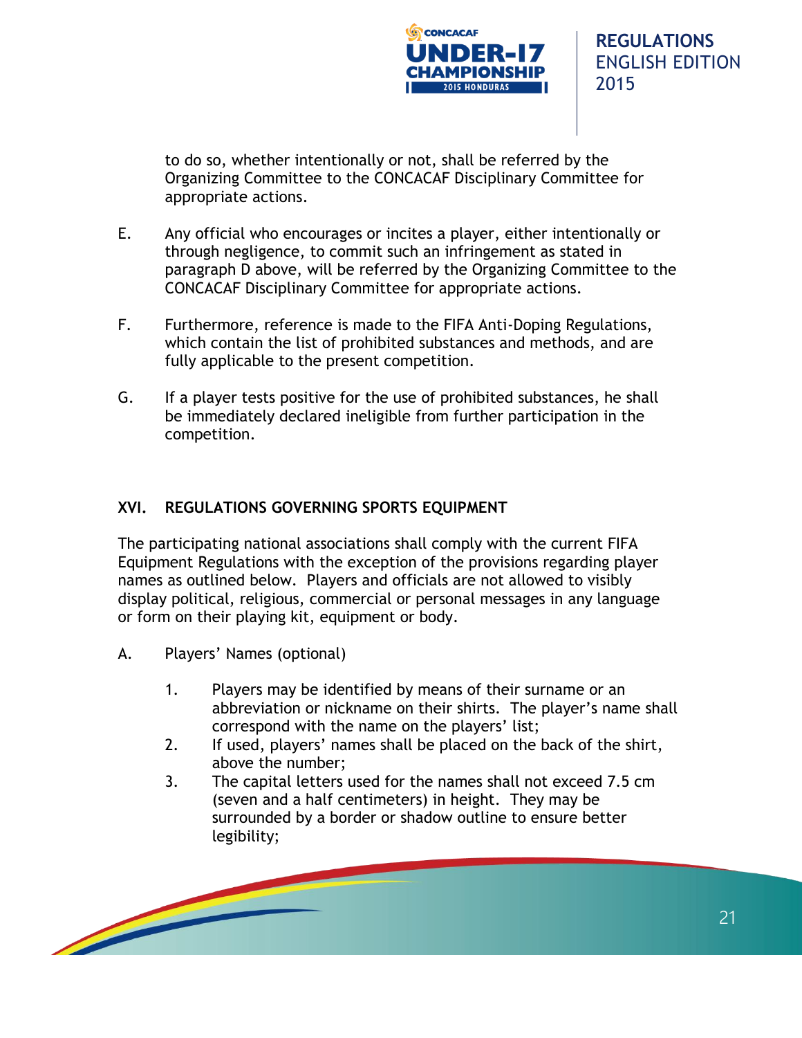to do so, whether intentionally or not, shall be referred by the Organizing Committee to the CONCACAF Disciplinary Committee for appropriate actions.

E. Any official who encourages or incites a player, either intentionally or through negligence, to commit such an infringement as stated in paragraph D above, will be referred by the Organizing Committee to the CONCACAF Disciplinary Committee for appropriate actions.

F. Furthermore, reference is made to the FIFA Anti-Doping Regulations, which contain the list of prohibited substances and methods, and are fully applicable to the present competition.

G. If a player tests positive for the use of prohibited substances, he shall be immediately declared ineligible from further participation in the competition.

## XVI. REGULATIONS GOVERNING SPORTS EQUIPMENT

The participating national associations shall comply with the current FIFA Equipment Regulations with the exception of the provisions regarding player names as outlined below. Players and officials are not allowed to visibly display political, religious, commercial or personal messages in any language or form on their playing kit, equipment or body.

A. Players' Names (optional)

1. Players may be identified by means of their surname or an abbreviation or nickname on their shirts. The player's name shall correspond with the name on the players' list;
2. If used, players' names shall be placed on the back of the shirt, above the number;
3. The capital letters used for the names shall not exceed 7.5 cm (seven and a half centimeters) in height. They may be surrounded by a border or shadow outline to ensure better legibility;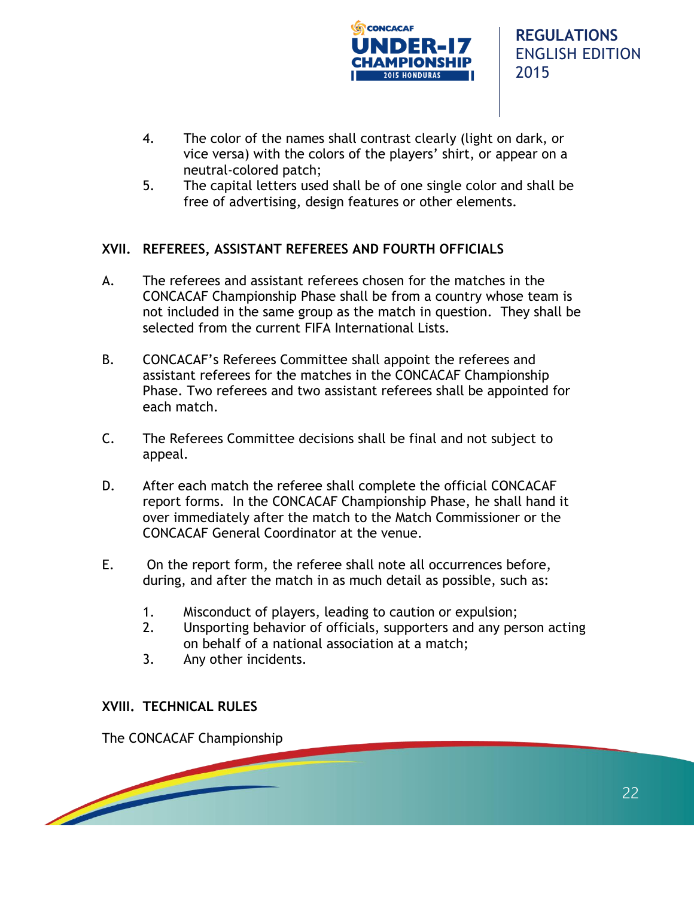4. The color of the names shall contrast clearly (light on dark, or vice versa) with the colors of the players' shirt, or appear on a neutral-colored patch;
5. The capital letters used shall be of one single color and shall be free of advertising, design features or other elements.

## XVII. REFEREES, ASSISTANT REFEREES AND FOURTH OFFICIALS

A. The referees and assistant referees chosen for the matches in the CONCACAF Championship Phase shall be from a country whose team is not included in the same group as the match in question. They shall be selected from the current FIFA International Lists.

B. CONCACAF's Referees Committee shall appoint the referees and assistant referees for the matches in the CONCACAF Championship Phase. Two referees and two assistant referees shall be appointed for each match.

C. The Referees Committee decisions shall be final and not subject to appeal.

D. After each match the referee shall complete the official CONCACAF report forms. In the CONCACAF Championship Phase, he shall hand it over immediately after the match to the Match Commissioner or the CONCACAF General Coordinator at the venue.

E. On the report form, the referee shall note all occurrences before, during, and after the match in as much detail as possible, such as:

1. Misconduct of players, leading to caution or expulsion;
2. Unsporting behavior of officials, supporters and any person acting on behalf of a national association at a match;
3. Any other incidents.

## XVIII. TECHNICAL RULES

The CONCACAF Championship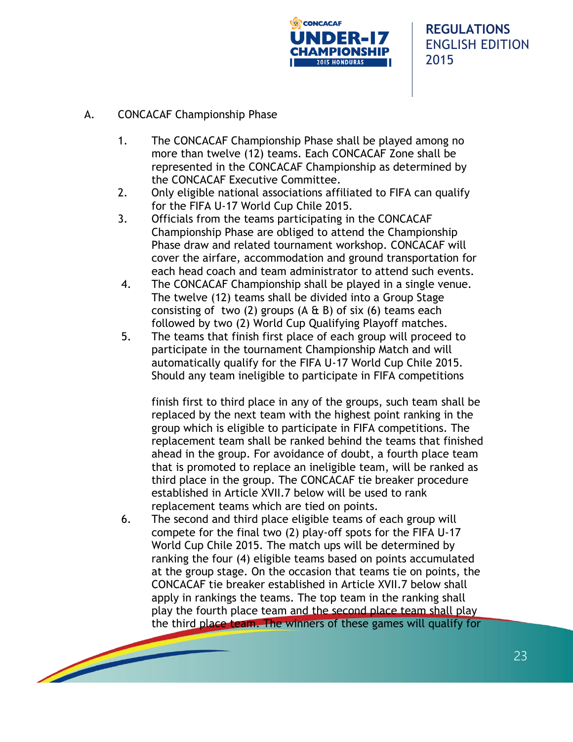A. CONCACAF Championship Phase

1. The CONCACAF Championship Phase shall be played among no more than twelve (12) teams. Each CONCACAF Zone shall be represented in the CONCACAF Championship as determined by the CONCACAF Executive Committee.
2. Only eligible national associations affiliated to FIFA can qualify for the FIFA U-17 World Cup Chile 2015.
3. Officials from the teams participating in the CONCACAF Championship Phase are obliged to attend the Championship Phase draw and related tournament workshop. CONCACAF will cover the airfare, accommodation and ground transportation for each head coach and team administrator to attend such events.
4. The CONCACAF Championship shall be played in a single venue. The twelve (12) teams shall be divided into a Group Stage consisting of two (2) groups (A & B) of six (6) teams each followed by two (2) World Cup Qualifying Playoff matches.
5. The teams that finish first place of each group will proceed to participate in the tournament Championship Match and will automatically qualify for the FIFA U-17 World Cup Chile 2015. Should any team ineligible to participate in FIFA competitions

   finish first to third place in any of the groups, such team shall be replaced by the next team with the highest point ranking in the group which is eligible to participate in FIFA competitions. The replacement team shall be ranked behind the teams that finished ahead in the group. For avoidance of doubt, a fourth place team that is promoted to replace an ineligible team, will be ranked as third place in the group. The CONCACAF tie breaker procedure established in Article XVII.7 below will be used to rank replacement teams which are tied on points.
6. The second and third place eligible teams of each group will compete for the final two (2) play-off spots for the FIFA U-17 World Cup Chile 2015. The match ups will be determined by ranking the four (4) eligible teams based on points accumulated at the group stage. On the occasion that teams tie on points, the CONCACAF tie breaker established in Article XVII.7 below shall apply in rankings the teams. The top team in the ranking shall play the fourth place team and the second place team shall play the third place team. The winners of these games will qualify for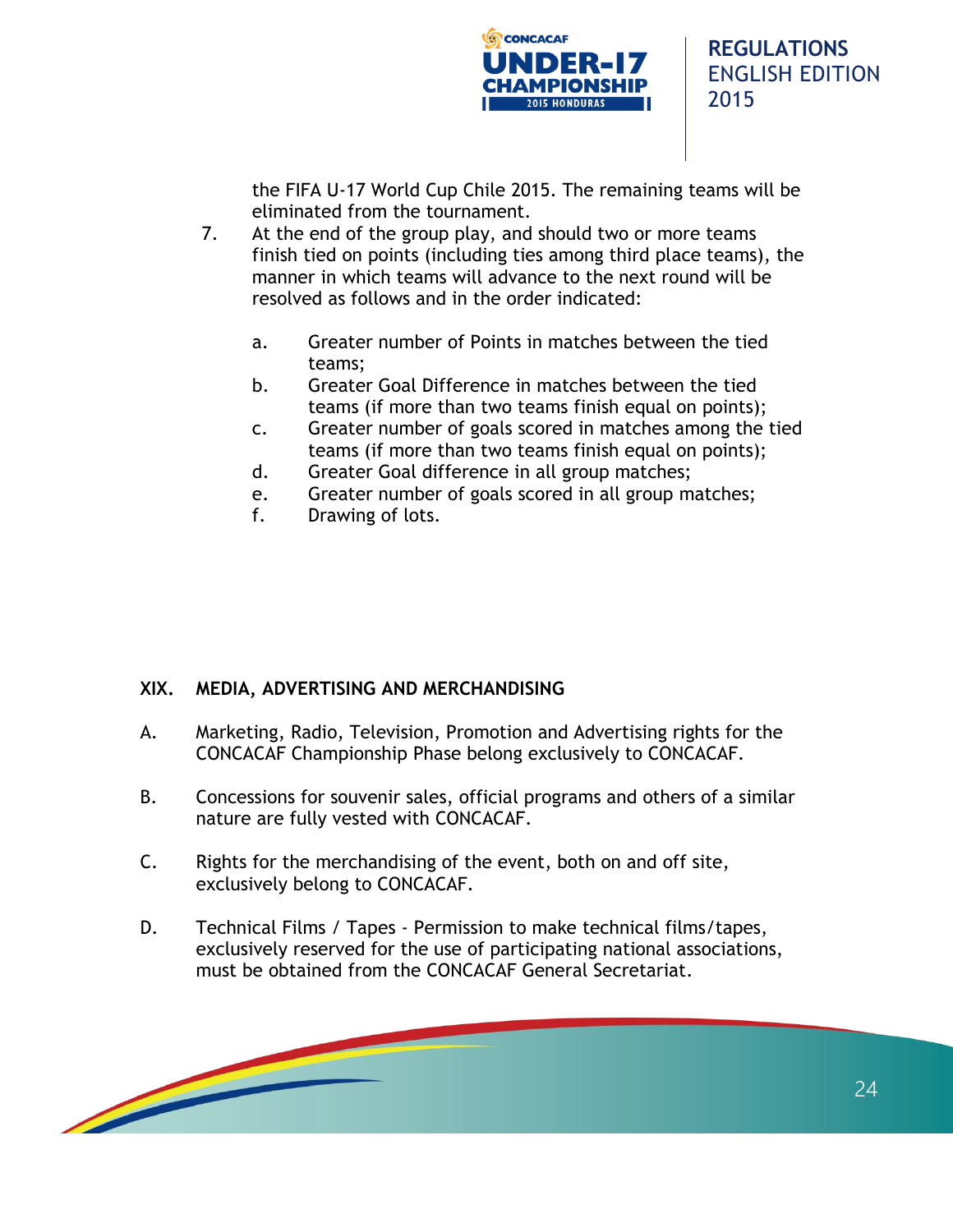the FIFA U-17 World Cup Chile 2015. The remaining teams will be eliminated from the tournament.

7. At the end of the group play, and should two or more teams finish tied on points (including ties among third place teams), the manner in which teams will advance to the next round will be resolved as follows and in the order indicated:

   a. Greater number of Points in matches between the tied teams;
   b. Greater Goal Difference in matches between the tied teams (if more than two teams finish equal on points);
   c. Greater number of goals scored in matches among the tied teams (if more than two teams finish equal on points);
   d. Greater Goal difference in all group matches;
   e. Greater number of goals scored in all group matches;
   f. Drawing of lots.

## XIX. MEDIA, ADVERTISING AND MERCHANDISING

A. Marketing, Radio, Television, Promotion and Advertising rights for the CONCACAF Championship Phase belong exclusively to CONCACAF.

B. Concessions for souvenir sales, official programs and others of a similar nature are fully vested with CONCACAF.

C. Rights for the merchandising of the event, both on and off site, exclusively belong to CONCACAF.

D. Technical Films / Tapes - Permission to make technical films/tapes, exclusively reserved for the use of participating national associations, must be obtained from the CONCACAF General Secretariat.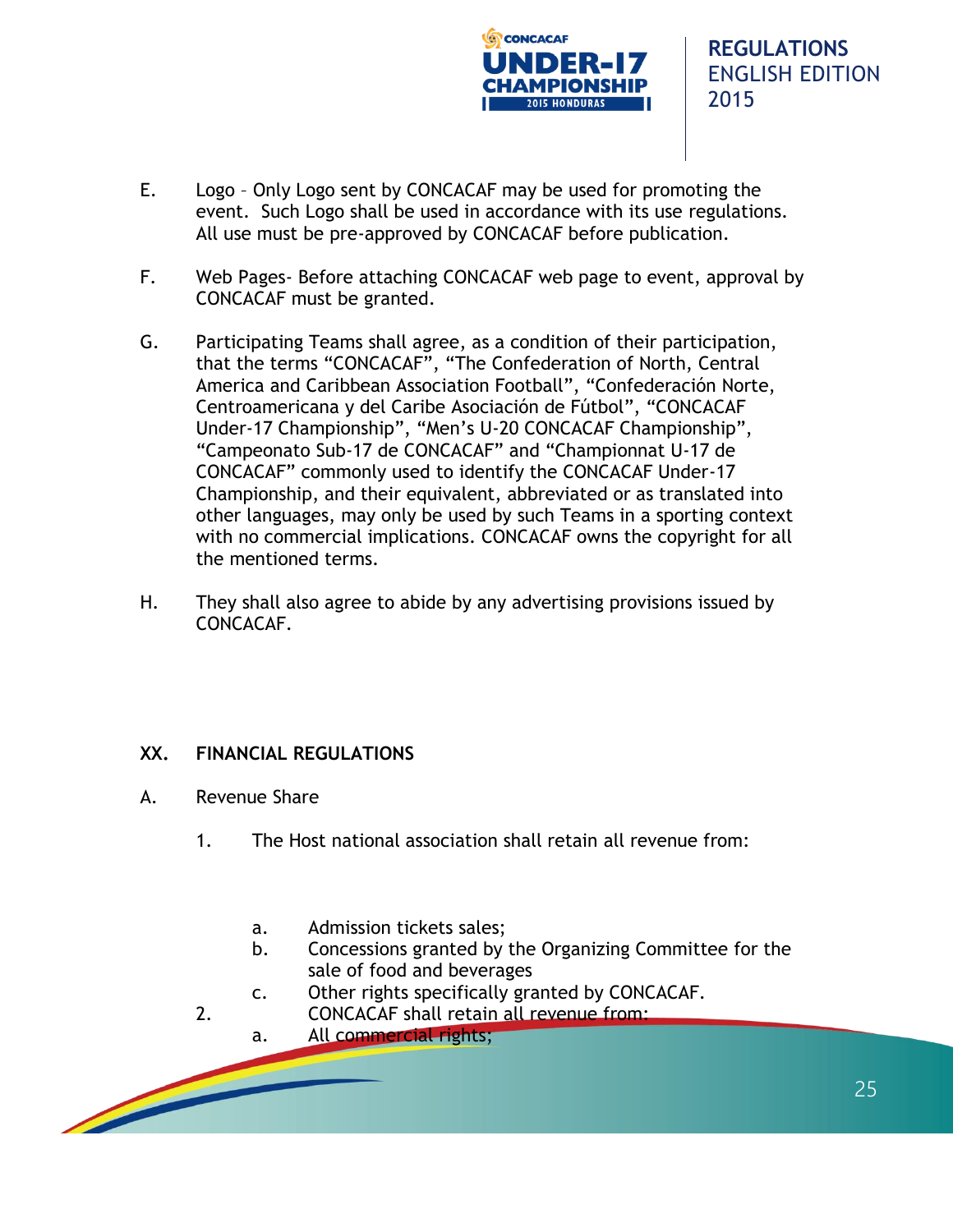E. Logo – Only Logo sent by CONCACAF may be used for promoting the event. Such Logo shall be used in accordance with its use regulations. All use must be pre-approved by CONCACAF before publication.

F. Web Pages- Before attaching CONCACAF web page to event, approval by CONCACAF must be granted.

G. Participating Teams shall agree, as a condition of their participation, that the terms "CONCACAF", "The Confederation of North, Central America and Caribbean Association Football", "Confederación Norte, Centroamericana y del Caribe Asociación de Fútbol", "CONCACAF Under-17 Championship", "Men's U-20 CONCACAF Championship", "Campeonato Sub-17 de CONCACAF" and "Championnat U-17 de CONCACAF" commonly used to identify the CONCACAF Under-17 Championship, and their equivalent, abbreviated or as translated into other languages, may only be used by such Teams in a sporting context with no commercial implications. CONCACAF owns the copyright for all the mentioned terms.

H. They shall also agree to abide by any advertising provisions issued by CONCACAF.

## XX. FINANCIAL REGULATIONS

A. Revenue Share

1. The Host national association shall retain all revenue from:

   a. Admission tickets sales;
   b. Concessions granted by the Organizing Committee for the sale of food and beverages
   c. Other rights specifically granted by CONCACAF.

2. CONCACAF shall retain all revenue from:

   a. All commercial rights;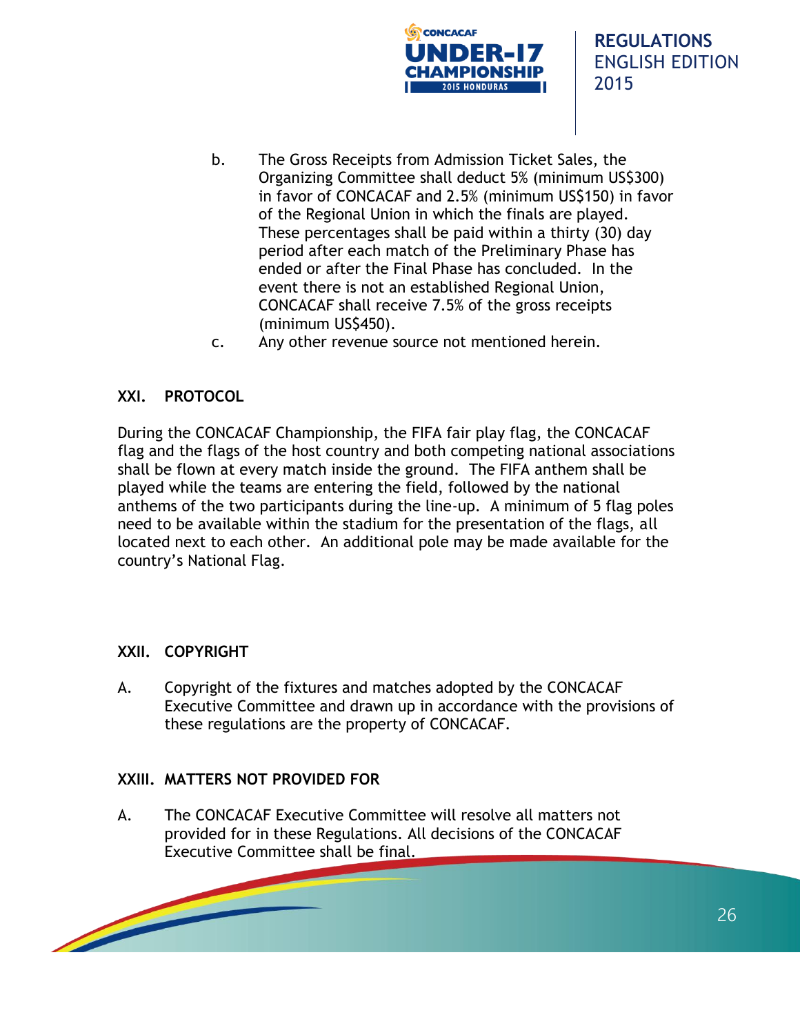b. The Gross Receipts from Admission Ticket Sales, the Organizing Committee shall deduct 5% (minimum US$300) in favor of CONCACAF and 2.5% (minimum US$150) in favor of the Regional Union in which the finals are played. These percentages shall be paid within a thirty (30) day period after each match of the Preliminary Phase has ended or after the Final Phase has concluded. In the event there is not an established Regional Union, CONCACAF shall receive 7.5% of the gross receipts (minimum US$450).

c. Any other revenue source not mentioned herein.

## XXI. PROTOCOL

During the CONCACAF Championship, the FIFA fair play flag, the CONCACAF flag and the flags of the host country and both competing national associations shall be flown at every match inside the ground. The FIFA anthem shall be played while the teams are entering the field, followed by the national anthems of the two participants during the line-up. A minimum of 5 flag poles need to be available within the stadium for the presentation of the flags, all located next to each other. An additional pole may be made available for the country's National Flag.

## XXII. COPYRIGHT

A. Copyright of the fixtures and matches adopted by the CONCACAF Executive Committee and drawn up in accordance with the provisions of these regulations are the property of CONCACAF.

## XXIII. MATTERS NOT PROVIDED FOR

A. The CONCACAF Executive Committee will resolve all matters not provided for in these Regulations. All decisions of the CONCACAF Executive Committee shall be final.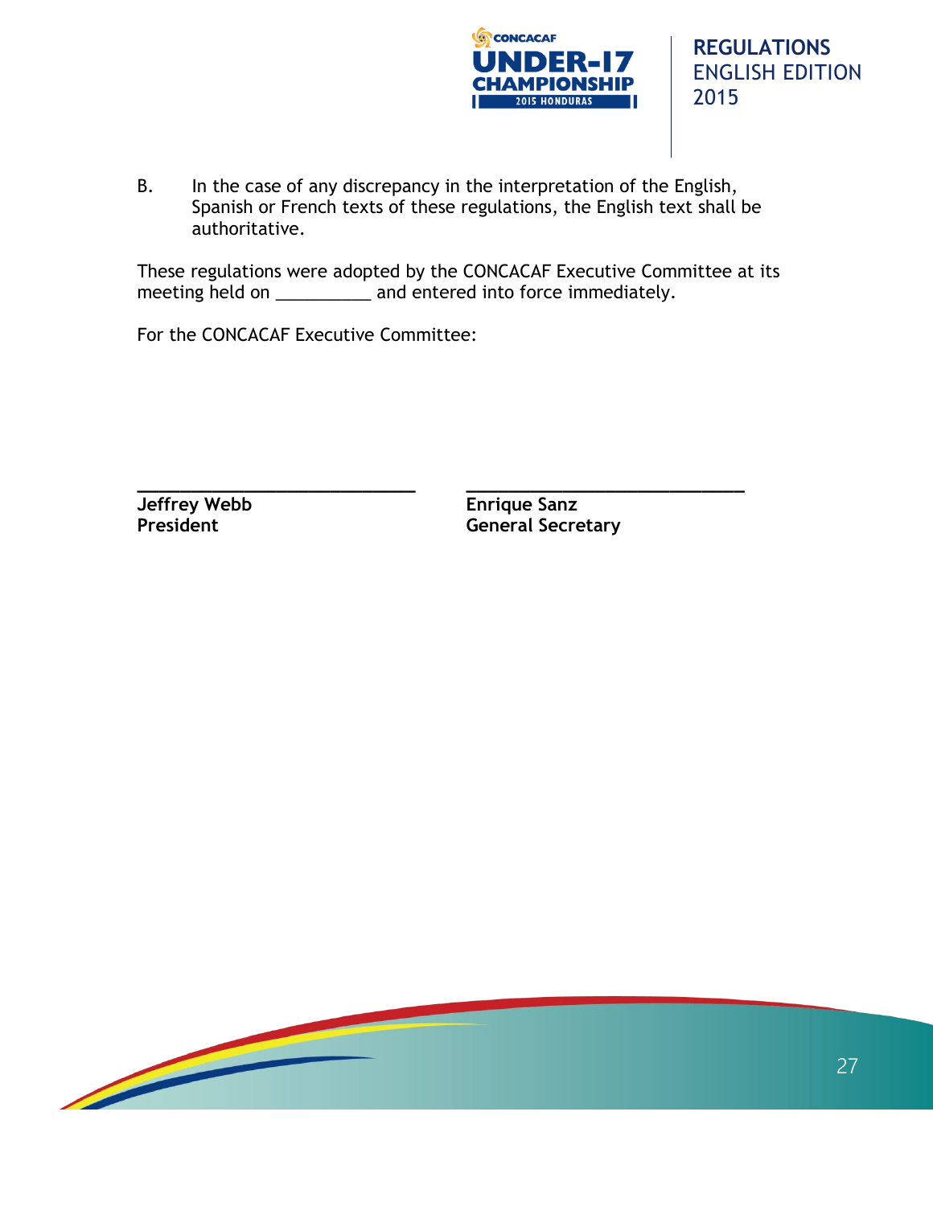B. In the case of any discrepancy in the interpretation of the English, Spanish or French texts of these regulations, the English text shall be authoritative.

These regulations were adopted by the CONCACAF Executive Committee at its meeting held on __________ and entered into force immediately.

For the CONCACAF Executive Committee:

| | |
|---|---|
| ____________________________ | ____________________________ |
| **Jeffrey Webb** | **Enrique Sanz** |
| **President** | **General Secretary** |